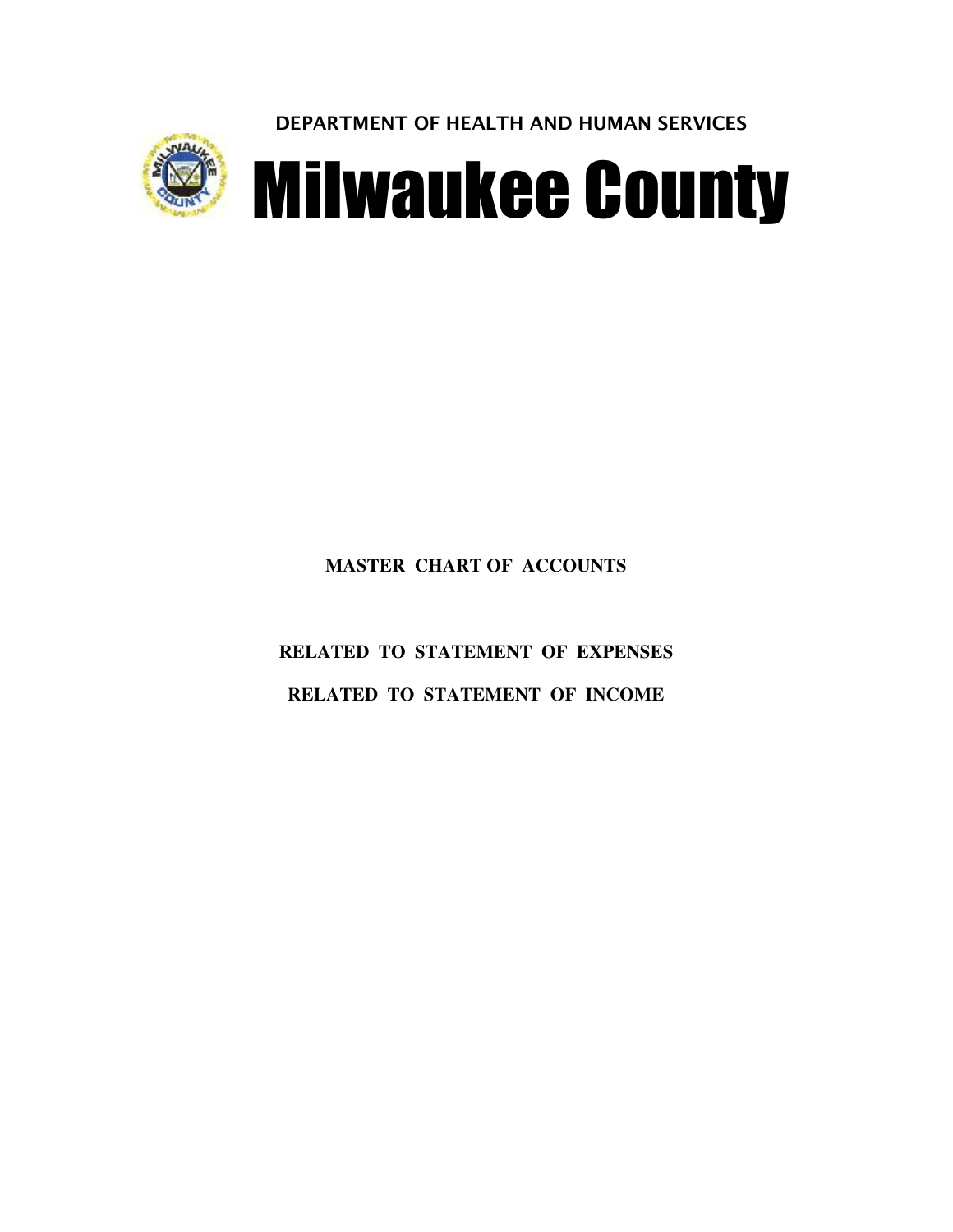DEPARTMENT OF HEALTH AND HUMAN SERVICES

# Milwaukee County

**MASTER CHART OF ACCOUNTS**

**RELATED TO STATEMENT OF EXPENSES**

**RELATED TO STATEMENT OF INCOME**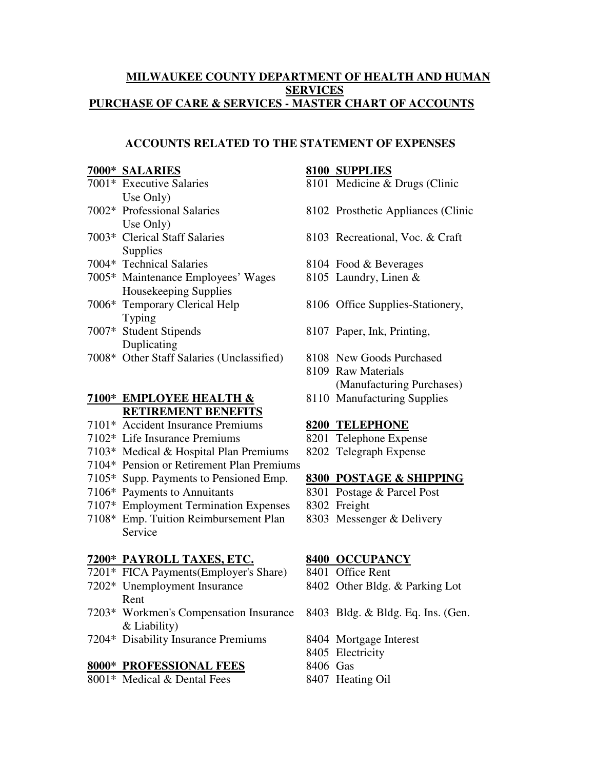# MILWAUKEE COUNTY DEPARTMENT OF HEALTH AND HUMAN SERVICES

# PURCHASE OF CARE & SERVICES - MASTER CHART OF ACCOUNTS

## ACCOUNTS RELATED TO THE STATEMENT OF EXPENSES

**7000* SALARIES**

- 7001* Executive Salaries
- 7002* Professional Salaries
- 7003* Clerical Staff Salaries
- 7004* Technical Salaries
- 7005* Maintenance Employees' Wages
- 7006* Temporary Clerical Help
- 7007* Student Stipends
- 7008* Other Staff Salaries (Unclassified)

**7100* EMPLOYEE HEALTH & RETIREMENT BENEFITS**

- 7101* Accident Insurance Premiums
- 7102* Life Insurance Premiums
- 7103* Medical & Hospital Plan Premiums
- 7104* Pension or Retirement Plan Premiums
- 7105* Supp. Payments to Pensioned Emp.
- 7106* Payments to Annuitants
- 7107* Employment Termination Expenses
- 7108* Emp. Tuition Reimbursement Plan

**7200* PAYROLL TAXES, ETC.**

- 7201* FICA Payments(Employer's Share)
- 7202* Unemployment Insurance
- 7203* Workmen's Compensation Insurance
- 7204* Disability Insurance Premiums

**8000* PROFESSIONAL FEES**

- 8001* Medical & Dental Fees

**8100 SUPPLIES**

- 8101 Medicine & Drugs (Clinic Use Only)
- 8102 Prosthetic Appliances (Clinic Use Only)
- 8103 Recreational, Voc. & Craft Supplies
- 8104 Food & Beverages
- 8105 Laundry, Linen & Housekeeping Supplies
- 8106 Office Supplies-Stationery, Typing
- 8107 Paper, Ink, Printing, Duplicating
- 8108 New Goods Purchased
- 8109 Raw Materials (Manufacturing Purchases)
- 8110 Manufacturing Supplies

**8200 TELEPHONE**

- 8201 Telephone Expense
- 8202 Telegraph Expense

**8300 POSTAGE & SHIPPING**

- 8301 Postage & Parcel Post
- 8302 Freight
- 8303 Messenger & Delivery Service

**8400 OCCUPANCY**

- 8401 Office Rent
- 8402 Other Bldg. & Parking Lot Rent
- 8403 Bldg. & Bldg. Eq. Ins. (Gen. & Liability)
- 8404 Mortgage Interest
- 8405 Electricity
- 8406 Gas
- 8407 Heating Oil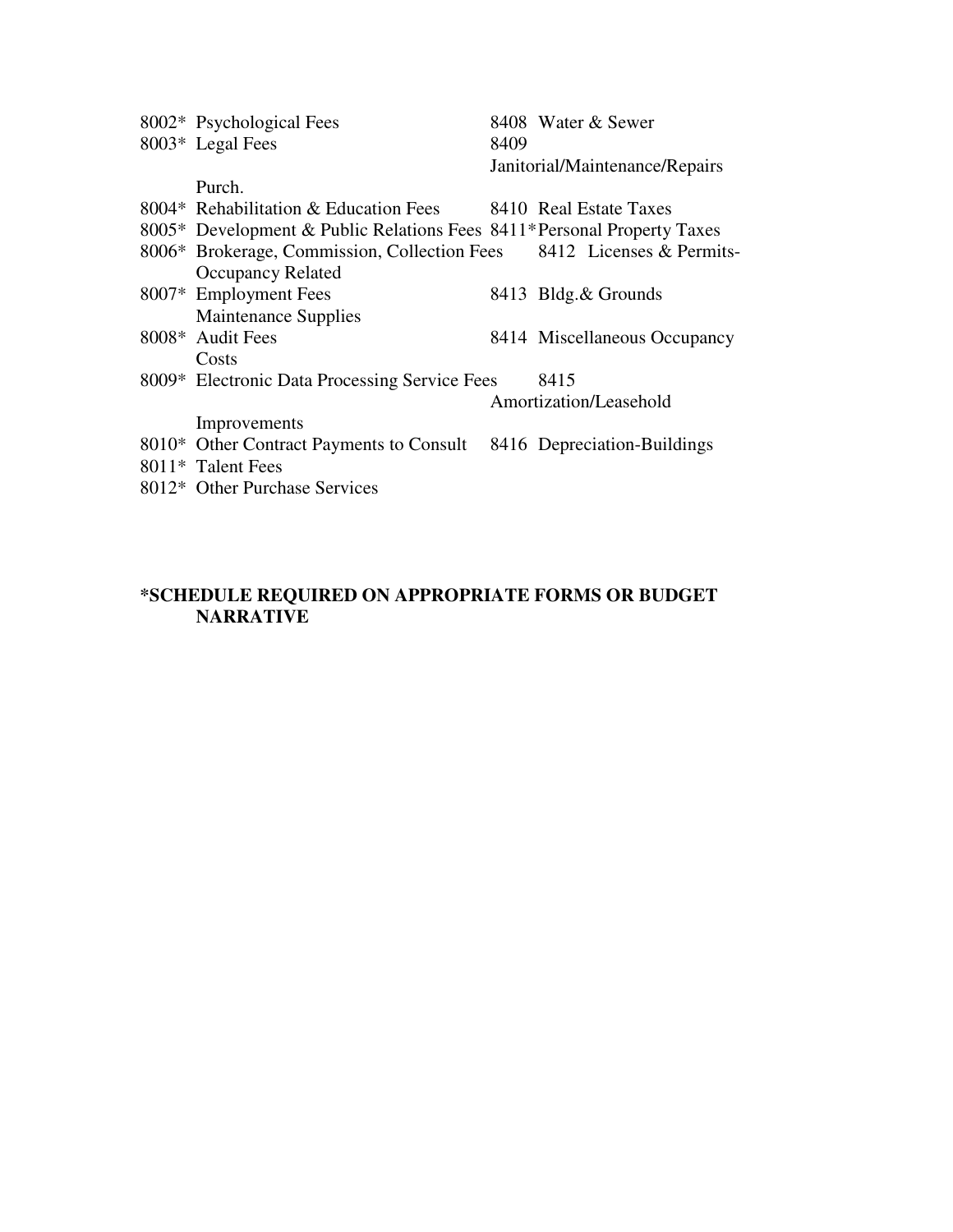8002* Psychological Fees

8003* Legal Fees

8004* Rehabilitation & Education Fees

8005* Development & Public Relations Fees

8006* Brokerage, Commission, Collection Fees

8007* Employment Fees

8008* Audit Fees

8009* Electronic Data Processing Service Fees

8010* Other Contract Payments to Consult

8011* Talent Fees

8012* Other Purchase Services

8408 Water & Sewer

8409 Janitorial/Maintenance/Repairs Purch.

8410 Real Estate Taxes

8411* Personal Property Taxes

8412 Licenses & Permits-Occupancy Related

8413 Bldg.& Grounds Maintenance Supplies

8414 Miscellaneous Occupancy Costs

8415 Amortization/Leasehold Improvements

8416 Depreciation-Buildings

**\*SCHEDULE REQUIRED ON APPROPRIATE FORMS OR BUDGET NARRATIVE**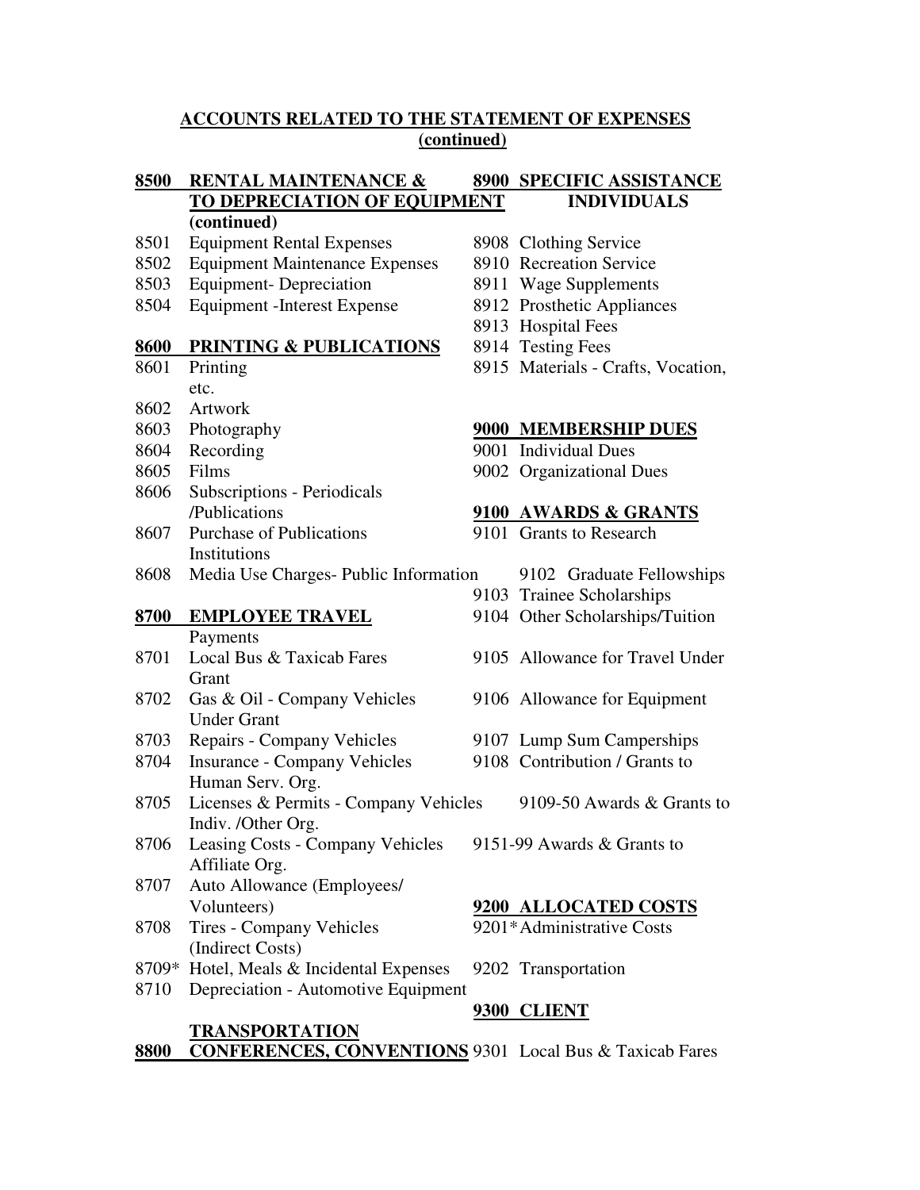## ACCOUNTS RELATED TO THE STATEMENT OF EXPENSES (continued)

### 8500 RENTAL MAINTENANCE & TO DEPRECIATION OF EQUIPMENT (continued)

8501 Equipment Rental Expenses
8502 Equipment Maintenance Expenses
8503 Equipment- Depreciation
8504 Equipment -Interest Expense

### 8600 PRINTING & PUBLICATIONS

8601 Printing
8602 Artwork
8603 Photography
8604 Recording
8605 Films
8606 Subscriptions - Periodicals /Publications
8607 Purchase of Publications
8608 Media Use Charges- Public Information

### 8700 EMPLOYEE TRAVEL

8701 Local Bus & Taxicab Fares
8702 Gas & Oil - Company Vehicles
8703 Repairs - Company Vehicles
8704 Insurance - Company Vehicles
8705 Licenses & Permits - Company Vehicles
8706 Leasing Costs - Company Vehicles
8707 Auto Allowance (Employees/ Volunteers)
8708 Tires - Company Vehicles
8709* Hotel, Meals & Incidental Expenses
8710 Depreciation - Automotive Equipment

### 8800 CONFERENCES, CONVENTIONS

### 8900 SPECIFIC ASSISTANCE INDIVIDUALS

8908 Clothing Service
8910 Recreation Service
8911 Wage Supplements
8912 Prosthetic Appliances
8913 Hospital Fees
8914 Testing Fees
8915 Materials - Crafts, Vocation, etc.

### 9000 MEMBERSHIP DUES

9001 Individual Dues
9002 Organizational Dues

### 9100 AWARDS & GRANTS

9101 Grants to Research Institutions
9102 Graduate Fellowships
9103 Trainee Scholarships
9104 Other Scholarships/Tuition Payments
9105 Allowance for Travel Under Grant
9106 Allowance for Equipment Under Grant
9107 Lump Sum Camperships
9108 Contribution / Grants to Human Serv. Org.
9109-50 Awards & Grants to Indiv. /Other Org.
9151-99 Awards & Grants to Affiliate Org.

### 9200 ALLOCATED COSTS

9201* Administrative Costs (Indirect Costs)
9202 Transportation

### 9300 CLIENT TRANSPORTATION

9301 Local Bus & Taxicab Fares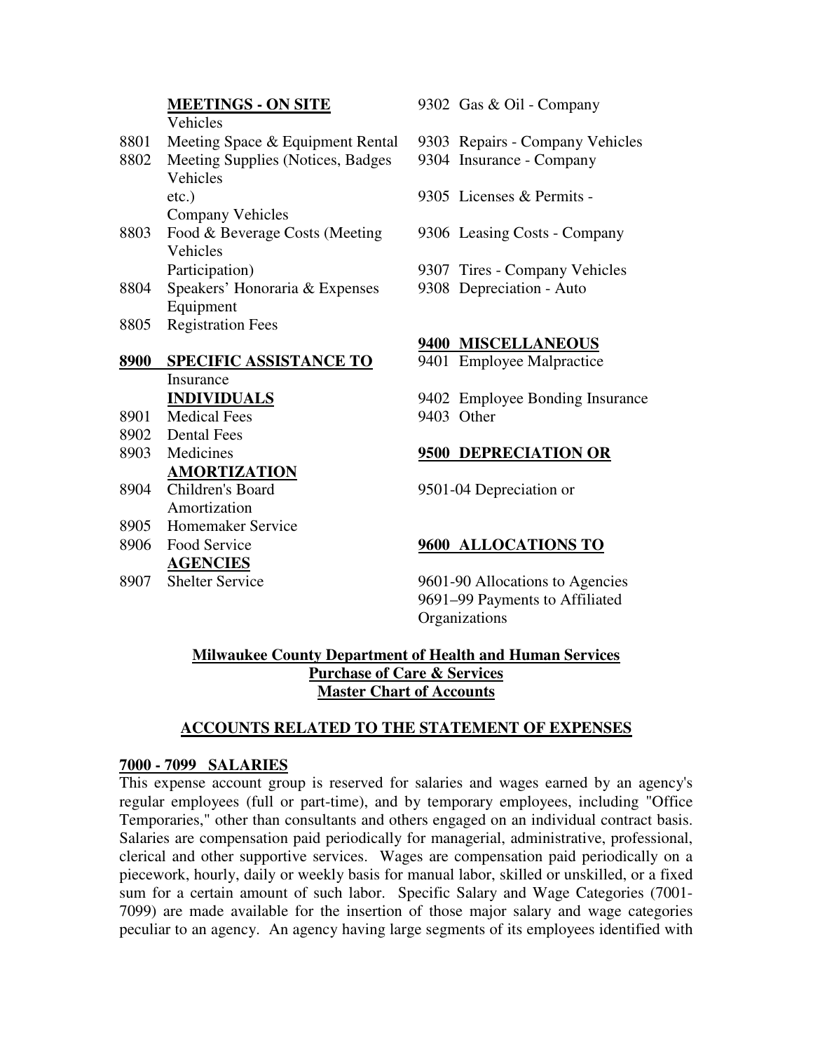**MEETINGS - ON SITE**

Vehicles

8801 Meeting Space & Equipment Rental

8802 Meeting Supplies (Notices, Badges
Vehicles
etc.)
Company Vehicles

8803 Food & Beverage Costs (Meeting
Vehicles
Participation)

8804 Speakers' Honoraria & Expenses
Equipment

8805 Registration Fees

**8900 SPECIFIC ASSISTANCE TO**
Insurance
**INDIVIDUALS**

8901 Medical Fees

8902 Dental Fees

8903 Medicines
**AMORTIZATION**

8904 Children's Board
Amortization

8905 Homemaker Service

8906 Food Service
**AGENCIES**

8907 Shelter Service

9302 Gas & Oil - Company

9303 Repairs - Company Vehicles

9304 Insurance - Company

9305 Licenses & Permits -

9306 Leasing Costs - Company

9307 Tires - Company Vehicles

9308 Depreciation - Auto

**9400 MISCELLANEOUS**

9401 Employee Malpractice

9402 Employee Bonding Insurance

9403 Other

**9500 DEPRECIATION OR**

9501-04 Depreciation or

**9600 ALLOCATIONS TO**

9601-90 Allocations to Agencies
9691–99 Payments to Affiliated Organizations

**Milwaukee County Department of Health and Human Services**
**Purchase of Care & Services**
**Master Chart of Accounts**

**ACCOUNTS RELATED TO THE STATEMENT OF EXPENSES**

**7000 - 7099 SALARIES**

This expense account group is reserved for salaries and wages earned by an agency's regular employees (full or part-time), and by temporary employees, including "Office Temporaries," other than consultants and others engaged on an individual contract basis. Salaries are compensation paid periodically for managerial, administrative, professional, clerical and other supportive services. Wages are compensation paid periodically on a piecework, hourly, daily or weekly basis for manual labor, skilled or unskilled, or a fixed sum for a certain amount of such labor. Specific Salary and Wage Categories (7001-7099) are made available for the insertion of those major salary and wage categories peculiar to an agency. An agency having large segments of its employees identified with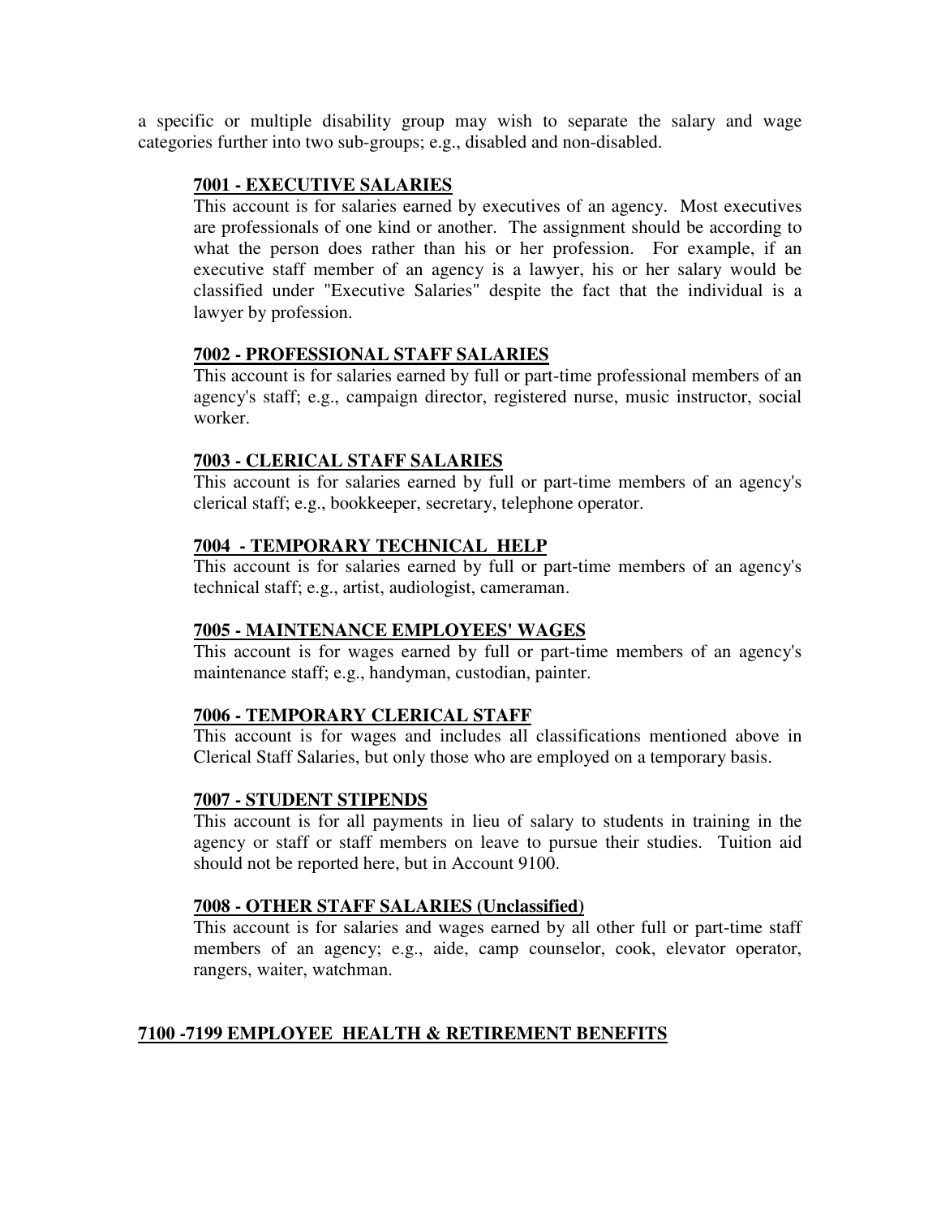a specific or multiple disability group may wish to separate the salary and wage categories further into two sub-groups; e.g., disabled and non-disabled.

### 7001 - EXECUTIVE SALARIES

This account is for salaries earned by executives of an agency. Most executives are professionals of one kind or another. The assignment should be according to what the person does rather than his or her profession. For example, if an executive staff member of an agency is a lawyer, his or her salary would be classified under "Executive Salaries" despite the fact that the individual is a lawyer by profession.

### 7002 - PROFESSIONAL STAFF SALARIES

This account is for salaries earned by full or part-time professional members of an agency's staff; e.g., campaign director, registered nurse, music instructor, social worker.

### 7003 - CLERICAL STAFF SALARIES

This account is for salaries earned by full or part-time members of an agency's clerical staff; e.g., bookkeeper, secretary, telephone operator.

### 7004 - TEMPORARY TECHNICAL HELP

This account is for salaries earned by full or part-time members of an agency's technical staff; e.g., artist, audiologist, cameraman.

### 7005 - MAINTENANCE EMPLOYEES' WAGES

This account is for wages earned by full or part-time members of an agency's maintenance staff; e.g., handyman, custodian, painter.

### 7006 - TEMPORARY CLERICAL STAFF

This account is for wages and includes all classifications mentioned above in Clerical Staff Salaries, but only those who are employed on a temporary basis.

### 7007 - STUDENT STIPENDS

This account is for all payments in lieu of salary to students in training in the agency or staff or staff members on leave to pursue their studies. Tuition aid should not be reported here, but in Account 9100.

### 7008 - OTHER STAFF SALARIES (Unclassified)

This account is for salaries and wages earned by all other full or part-time staff members of an agency; e.g., aide, camp counselor, cook, elevator operator, rangers, waiter, watchman.

## 7100 -7199 EMPLOYEE HEALTH & RETIREMENT BENEFITS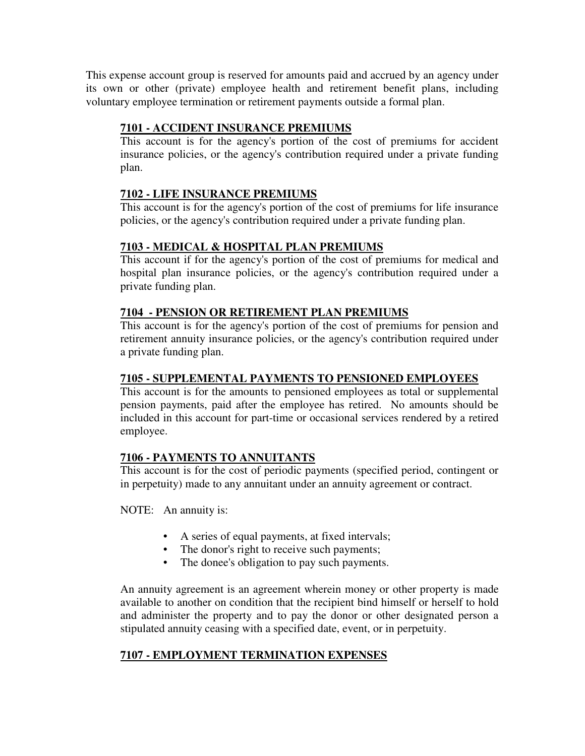This expense account group is reserved for amounts paid and accrued by an agency under its own or other (private) employee health and retirement benefit plans, including voluntary employee termination or retirement payments outside a formal plan.

### 7101 - ACCIDENT INSURANCE PREMIUMS

This account is for the agency's portion of the cost of premiums for accident insurance policies, or the agency's contribution required under a private funding plan.

### 7102 - LIFE INSURANCE PREMIUMS

This account is for the agency's portion of the cost of premiums for life insurance policies, or the agency's contribution required under a private funding plan.

### 7103 - MEDICAL & HOSPITAL PLAN PREMIUMS

This account if for the agency's portion of the cost of premiums for medical and hospital plan insurance policies, or the agency's contribution required under a private funding plan.

### 7104 - PENSION OR RETIREMENT PLAN PREMIUMS

This account is for the agency's portion of the cost of premiums for pension and retirement annuity insurance policies, or the agency's contribution required under a private funding plan.

### 7105 - SUPPLEMENTAL PAYMENTS TO PENSIONED EMPLOYEES

This account is for the amounts to pensioned employees as total or supplemental pension payments, paid after the employee has retired. No amounts should be included in this account for part-time or occasional services rendered by a retired employee.

### 7106 - PAYMENTS TO ANNUITANTS

This account is for the cost of periodic payments (specified period, contingent or in perpetuity) made to any annuitant under an annuity agreement or contract.

NOTE: An annuity is:

- A series of equal payments, at fixed intervals;
- The donor's right to receive such payments;
- The donee's obligation to pay such payments.

An annuity agreement is an agreement wherein money or other property is made available to another on condition that the recipient bind himself or herself to hold and administer the property and to pay the donor or other designated person a stipulated annuity ceasing with a specified date, event, or in perpetuity.

### 7107 - EMPLOYMENT TERMINATION EXPENSES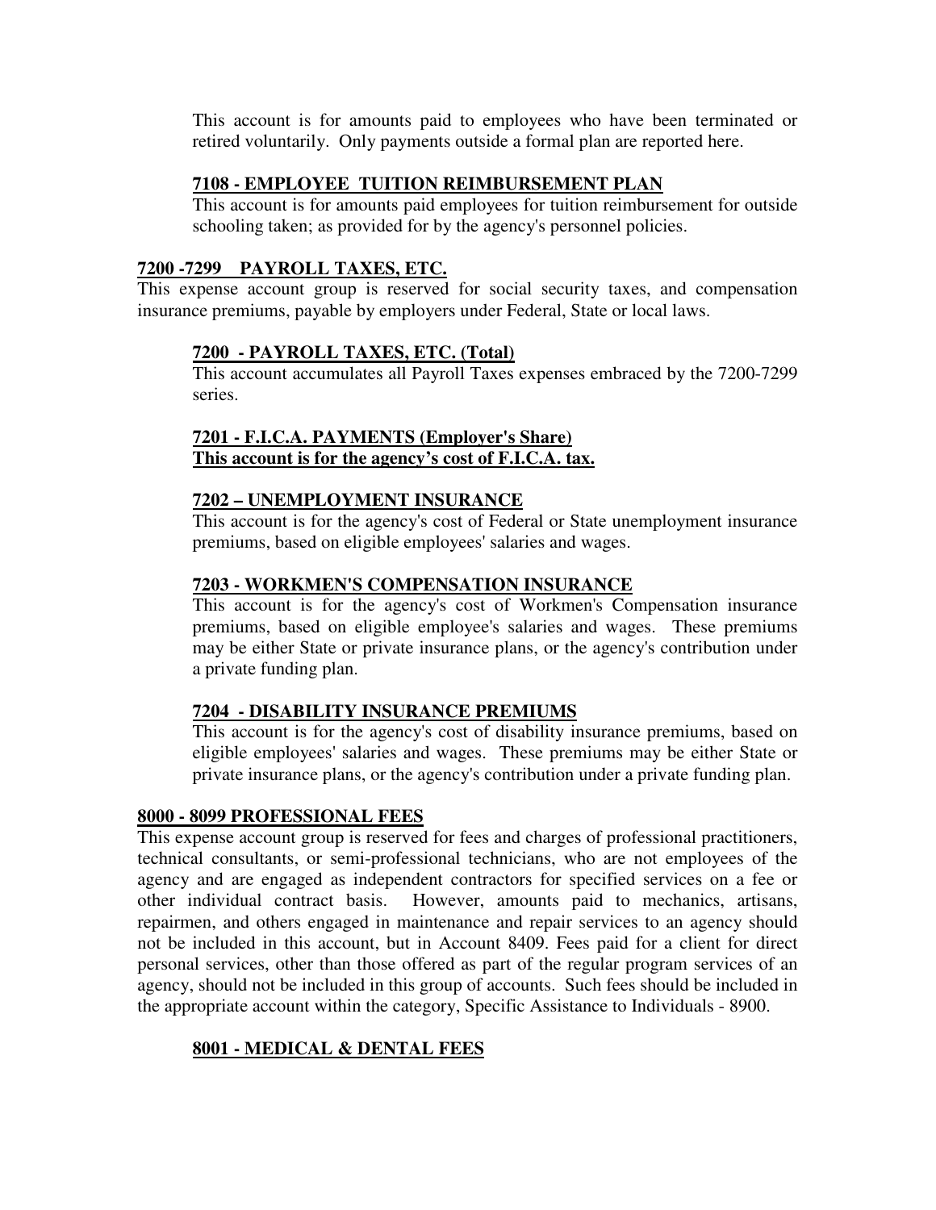This account is for amounts paid to employees who have been terminated or retired voluntarily. Only payments outside a formal plan are reported here.

**7108 - EMPLOYEE TUITION REIMBURSEMENT PLAN**

This account is for amounts paid employees for tuition reimbursement for outside schooling taken; as provided for by the agency's personnel policies.

## 7200 -7299 PAYROLL TAXES, ETC.

This expense account group is reserved for social security taxes, and compensation insurance premiums, payable by employers under Federal, State or local laws.

**7200 - PAYROLL TAXES, ETC. (Total)**

This account accumulates all Payroll Taxes expenses embraced by the 7200-7299 series.

**7201 - F.I.C.A. PAYMENTS (Employer's Share)**
**This account is for the agency's cost of F.I.C.A. tax.**

**7202 – UNEMPLOYMENT INSURANCE**

This account is for the agency's cost of Federal or State unemployment insurance premiums, based on eligible employees' salaries and wages.

**7203 - WORKMEN'S COMPENSATION INSURANCE**

This account is for the agency's cost of Workmen's Compensation insurance premiums, based on eligible employee's salaries and wages. These premiums may be either State or private insurance plans, or the agency's contribution under a private funding plan.

**7204 - DISABILITY INSURANCE PREMIUMS**

This account is for the agency's cost of disability insurance premiums, based on eligible employees' salaries and wages. These premiums may be either State or private insurance plans, or the agency's contribution under a private funding plan.

## 8000 - 8099 PROFESSIONAL FEES

This expense account group is reserved for fees and charges of professional practitioners, technical consultants, or semi-professional technicians, who are not employees of the agency and are engaged as independent contractors for specified services on a fee or other individual contract basis. However, amounts paid to mechanics, artisans, repairmen, and others engaged in maintenance and repair services to an agency should not be included in this account, but in Account 8409. Fees paid for a client for direct personal services, other than those offered as part of the regular program services of an agency, should not be included in this group of accounts. Such fees should be included in the appropriate account within the category, Specific Assistance to Individuals - 8900.

**8001 - MEDICAL & DENTAL FEES**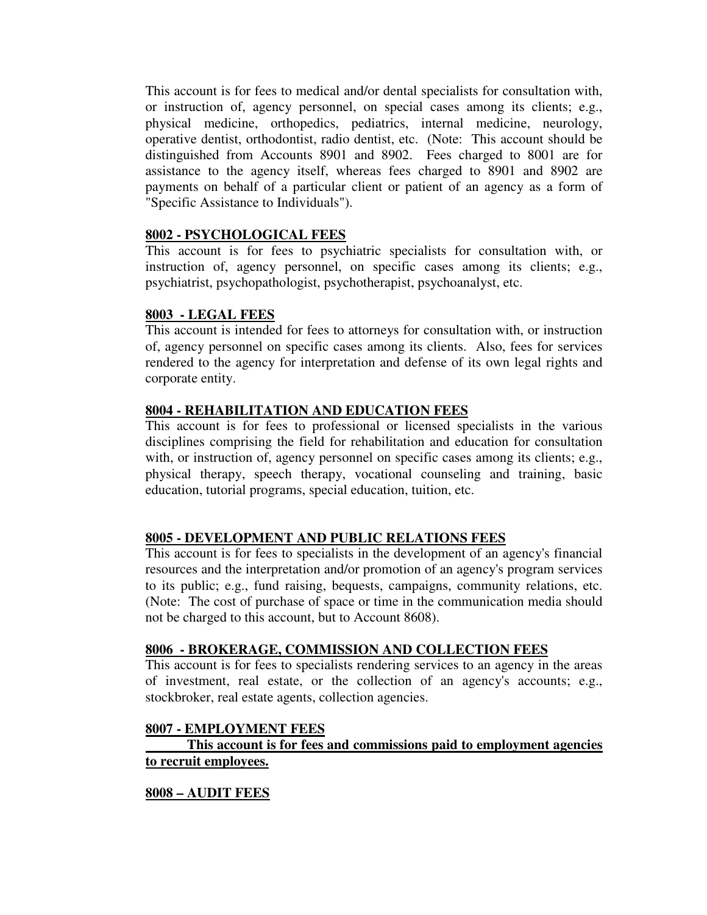This account is for fees to medical and/or dental specialists for consultation with, or instruction of, agency personnel, on special cases among its clients; e.g., physical medicine, orthopedics, pediatrics, internal medicine, neurology, operative dentist, orthodontist, radio dentist, etc. (Note: This account should be distinguished from Accounts 8901 and 8902. Fees charged to 8001 are for assistance to the agency itself, whereas fees charged to 8901 and 8902 are payments on behalf of a particular client or patient of an agency as a form of "Specific Assistance to Individuals").

**8002 - PSYCHOLOGICAL FEES**

This account is for fees to psychiatric specialists for consultation with, or instruction of, agency personnel, on specific cases among its clients; e.g., psychiatrist, psychopathologist, psychotherapist, psychoanalyst, etc.

**8003 - LEGAL FEES**

This account is intended for fees to attorneys for consultation with, or instruction of, agency personnel on specific cases among its clients. Also, fees for services rendered to the agency for interpretation and defense of its own legal rights and corporate entity.

**8004 - REHABILITATION AND EDUCATION FEES**

This account is for fees to professional or licensed specialists in the various disciplines comprising the field for rehabilitation and education for consultation with, or instruction of, agency personnel on specific cases among its clients; e.g., physical therapy, speech therapy, vocational counseling and training, basic education, tutorial programs, special education, tuition, etc.

**8005 - DEVELOPMENT AND PUBLIC RELATIONS FEES**

This account is for fees to specialists in the development of an agency's financial resources and the interpretation and/or promotion of an agency's program services to its public; e.g., fund raising, bequests, campaigns, community relations, etc. (Note: The cost of purchase of space or time in the communication media should not be charged to this account, but to Account 8608).

**8006 - BROKERAGE, COMMISSION AND COLLECTION FEES**

This account is for fees to specialists rendering services to an agency in the areas of investment, real estate, or the collection of an agency's accounts; e.g., stockbroker, real estate agents, collection agencies.

**8007 - EMPLOYMENT FEES**

**This account is for fees and commissions paid to employment agencies to recruit employees.**

**8008 – AUDIT FEES**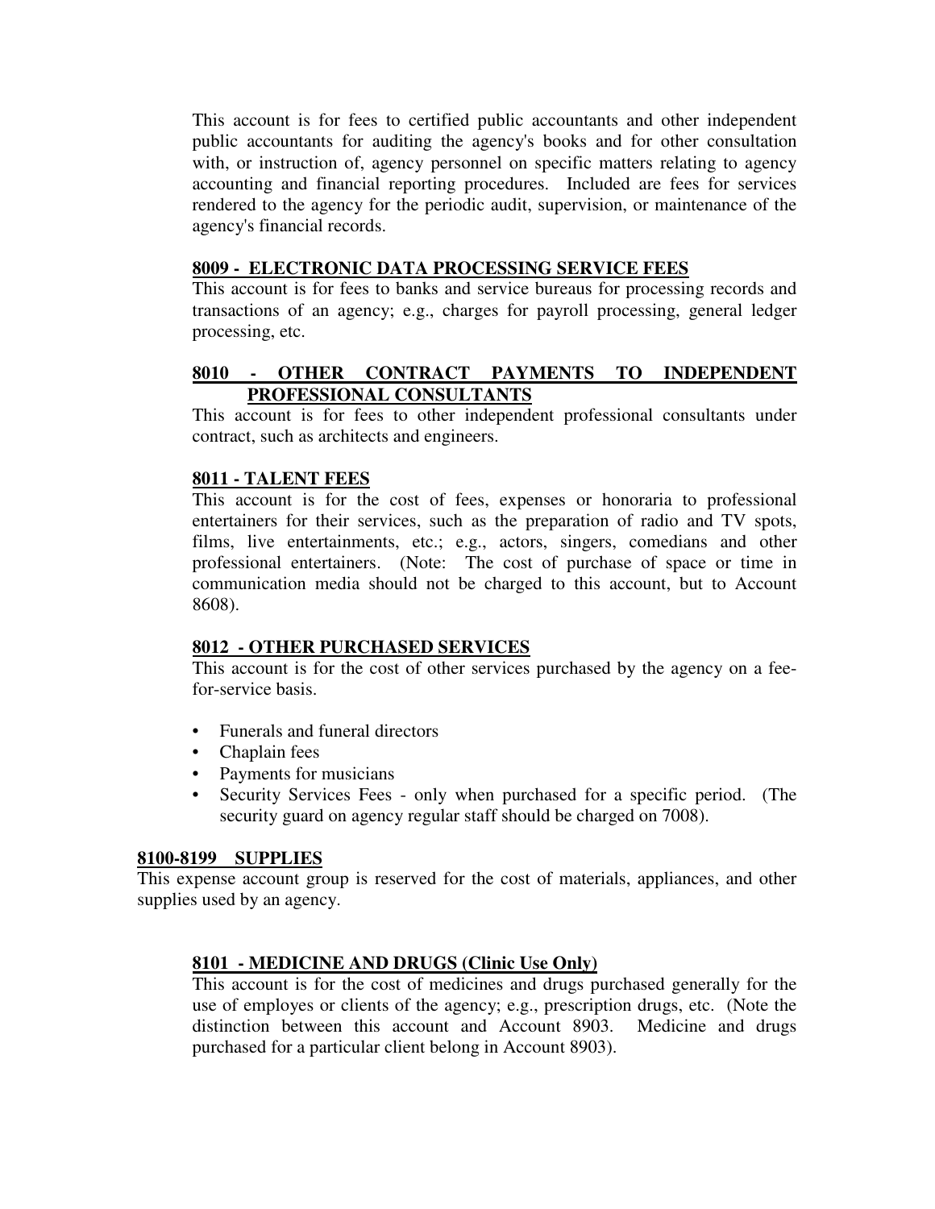This account is for fees to certified public accountants and other independent public accountants for auditing the agency's books and for other consultation with, or instruction of, agency personnel on specific matters relating to agency accounting and financial reporting procedures. Included are fees for services rendered to the agency for the periodic audit, supervision, or maintenance of the agency's financial records.

**8009 - ELECTRONIC DATA PROCESSING SERVICE FEES**

This account is for fees to banks and service bureaus for processing records and transactions of an agency; e.g., charges for payroll processing, general ledger processing, etc.

**8010 - OTHER CONTRACT PAYMENTS TO INDEPENDENT PROFESSIONAL CONSULTANTS**

This account is for fees to other independent professional consultants under contract, such as architects and engineers.

**8011 - TALENT FEES**

This account is for the cost of fees, expenses or honoraria to professional entertainers for their services, such as the preparation of radio and TV spots, films, live entertainments, etc.; e.g., actors, singers, comedians and other professional entertainers. (Note: The cost of purchase of space or time in communication media should not be charged to this account, but to Account 8608).

**8012 - OTHER PURCHASED SERVICES**

This account is for the cost of other services purchased by the agency on a fee-for-service basis.

- Funerals and funeral directors
- Chaplain fees
- Payments for musicians
- Security Services Fees - only when purchased for a specific period. (The security guard on agency regular staff should be charged on 7008).

## 8100-8199 SUPPLIES

This expense account group is reserved for the cost of materials, appliances, and other supplies used by an agency.

**8101 - MEDICINE AND DRUGS (Clinic Use Only)**

This account is for the cost of medicines and drugs purchased generally for the use of employes or clients of the agency; e.g., prescription drugs, etc. (Note the distinction between this account and Account 8903. Medicine and drugs purchased for a particular client belong in Account 8903).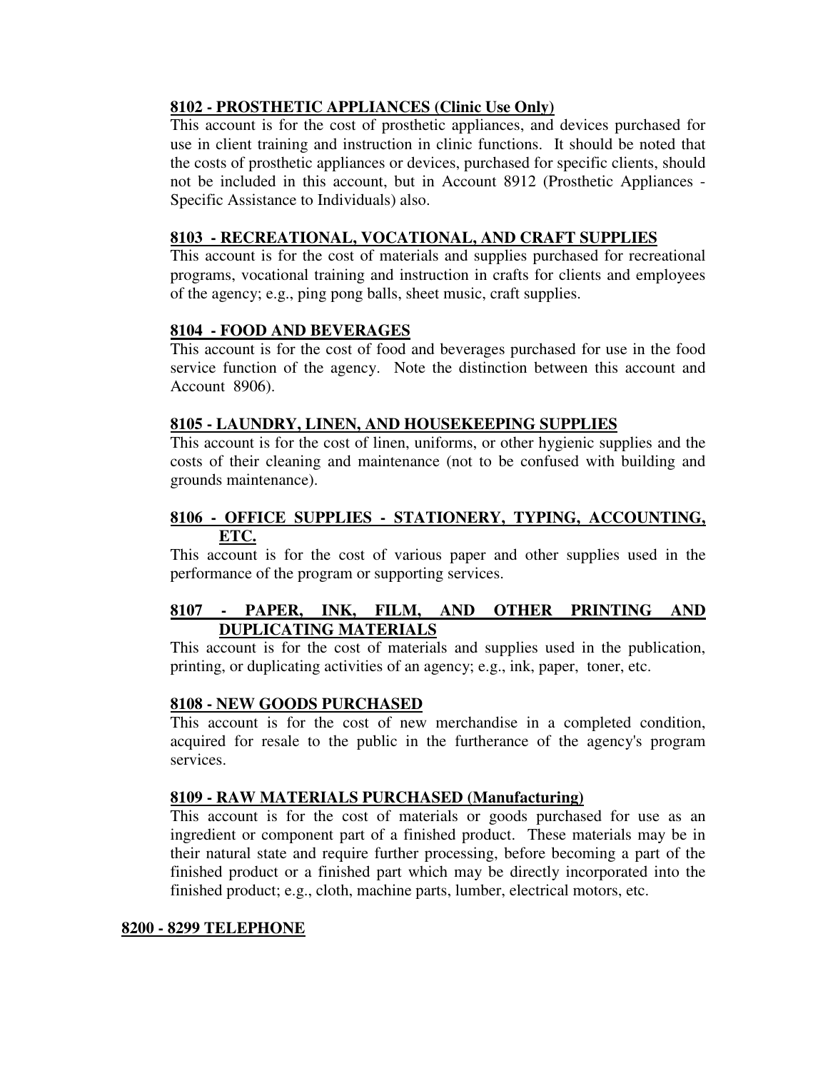**<u>8102 - PROSTHETIC APPLIANCES (Clinic Use Only)</u>**

This account is for the cost of prosthetic appliances, and devices purchased for use in client training and instruction in clinic functions. It should be noted that the costs of prosthetic appliances or devices, purchased for specific clients, should not be included in this account, but in Account 8912 (Prosthetic Appliances - Specific Assistance to Individuals) also.

**<u>8103 - RECREATIONAL, VOCATIONAL, AND CRAFT SUPPLIES</u>**

This account is for the cost of materials and supplies purchased for recreational programs, vocational training and instruction in crafts for clients and employees of the agency; e.g., ping pong balls, sheet music, craft supplies.

**<u>8104 - FOOD AND BEVERAGES</u>**

This account is for the cost of food and beverages purchased for use in the food service function of the agency. Note the distinction between this account and Account 8906).

**<u>8105 - LAUNDRY, LINEN, AND HOUSEKEEPING SUPPLIES</u>**

This account is for the cost of linen, uniforms, or other hygienic supplies and the costs of their cleaning and maintenance (not to be confused with building and grounds maintenance).

**<u>8106 - OFFICE SUPPLIES - STATIONERY, TYPING, ACCOUNTING, ETC.</u>**

This account is for the cost of various paper and other supplies used in the performance of the program or supporting services.

**<u>8107 - PAPER, INK, FILM, AND OTHER PRINTING AND DUPLICATING MATERIALS</u>**

This account is for the cost of materials and supplies used in the publication, printing, or duplicating activities of an agency; e.g., ink, paper, toner, etc.

**<u>8108 - NEW GOODS PURCHASED</u>**

This account is for the cost of new merchandise in a completed condition, acquired for resale to the public in the furtherance of the agency's program services.

**<u>8109 - RAW MATERIALS PURCHASED (Manufacturing)</u>**

This account is for the cost of materials or goods purchased for use as an ingredient or component part of a finished product. These materials may be in their natural state and require further processing, before becoming a part of the finished product or a finished part which may be directly incorporated into the finished product; e.g., cloth, machine parts, lumber, electrical motors, etc.

**<u>8200 - 8299 TELEPHONE</u>**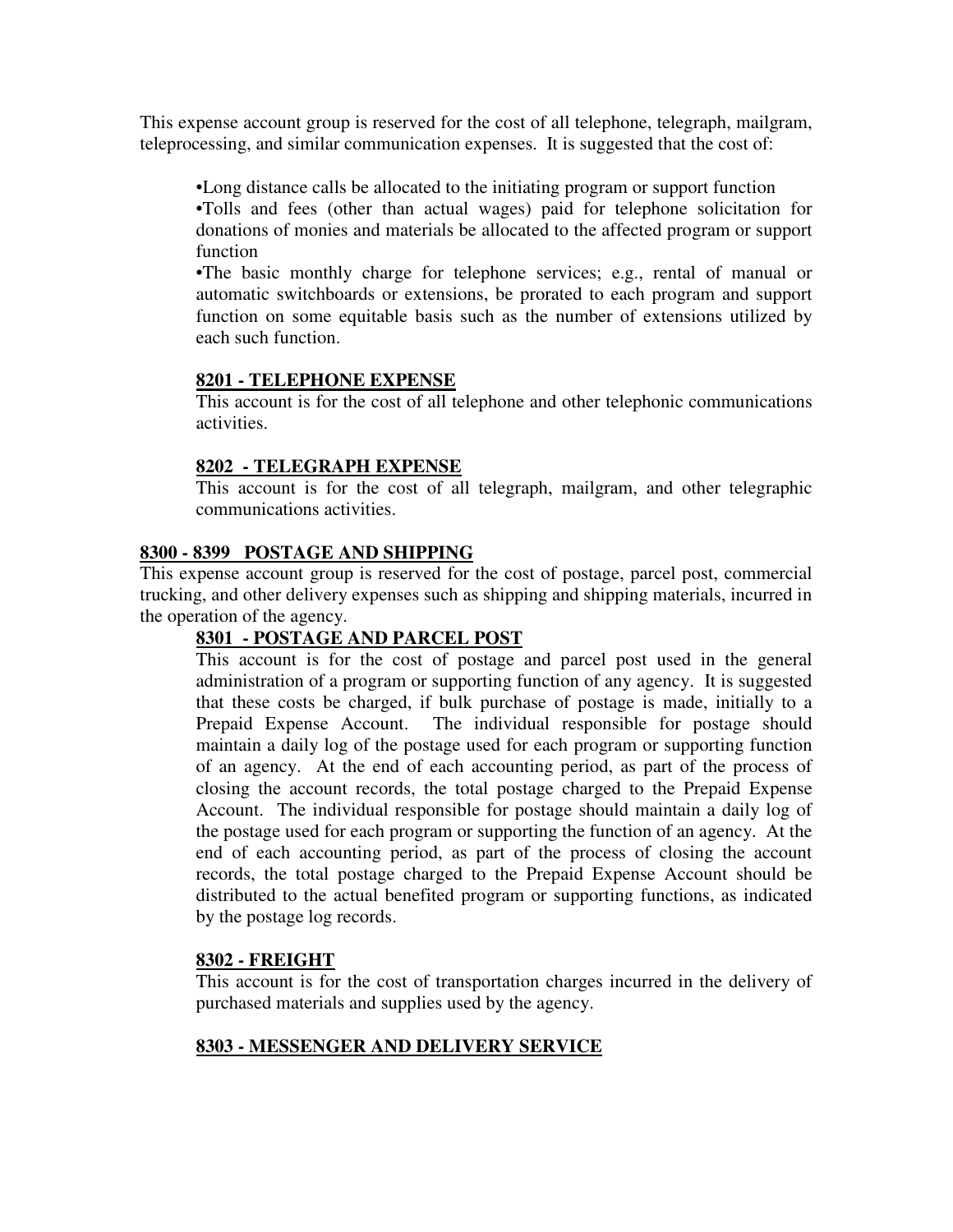This expense account group is reserved for the cost of all telephone, telegraph, mailgram, teleprocessing, and similar communication expenses. It is suggested that the cost of:

- Long distance calls be allocated to the initiating program or support function
- Tolls and fees (other than actual wages) paid for telephone solicitation for donations of monies and materials be allocated to the affected program or support function
- The basic monthly charge for telephone services; e.g., rental of manual or automatic switchboards or extensions, be prorated to each program and support function on some equitable basis such as the number of extensions utilized by each such function.

#### 8201 - TELEPHONE EXPENSE

This account is for the cost of all telephone and other telephonic communications activities.

#### 8202 - TELEGRAPH EXPENSE

This account is for the cost of all telegraph, mailgram, and other telegraphic communications activities.

### 8300 - 8399 POSTAGE AND SHIPPING

This expense account group is reserved for the cost of postage, parcel post, commercial trucking, and other delivery expenses such as shipping and shipping materials, incurred in the operation of the agency.

#### 8301 - POSTAGE AND PARCEL POST

This account is for the cost of postage and parcel post used in the general administration of a program or supporting function of any agency. It is suggested that these costs be charged, if bulk purchase of postage is made, initially to a Prepaid Expense Account. The individual responsible for postage should maintain a daily log of the postage used for each program or supporting function of an agency. At the end of each accounting period, as part of the process of closing the account records, the total postage charged to the Prepaid Expense Account. The individual responsible for postage should maintain a daily log of the postage used for each program or supporting the function of an agency. At the end of each accounting period, as part of the process of closing the account records, the total postage charged to the Prepaid Expense Account should be distributed to the actual benefited program or supporting functions, as indicated by the postage log records.

#### 8302 - FREIGHT

This account is for the cost of transportation charges incurred in the delivery of purchased materials and supplies used by the agency.

#### 8303 - MESSENGER AND DELIVERY SERVICE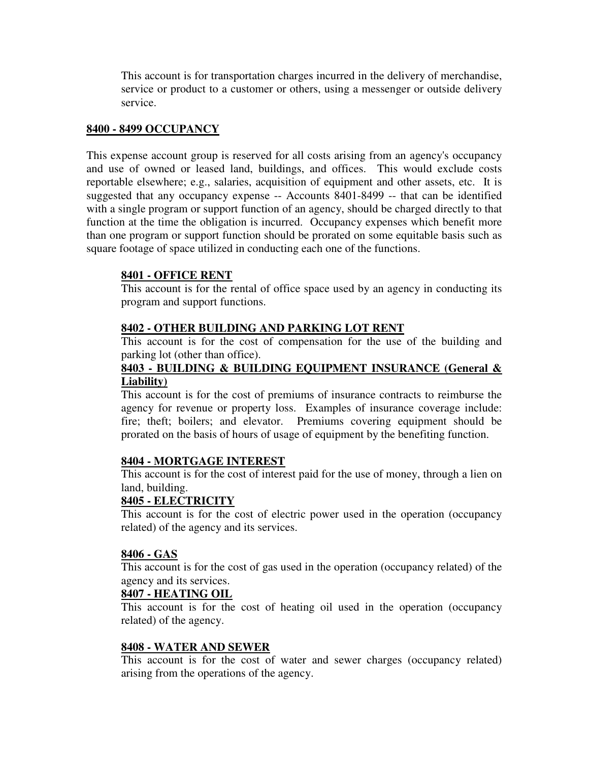This account is for transportation charges incurred in the delivery of merchandise, service or product to a customer or others, using a messenger or outside delivery service.

## 8400 - 8499 OCCUPANCY

This expense account group is reserved for all costs arising from an agency's occupancy and use of owned or leased land, buildings, and offices. This would exclude costs reportable elsewhere; e.g., salaries, acquisition of equipment and other assets, etc. It is suggested that any occupancy expense -- Accounts 8401-8499 -- that can be identified with a single program or support function of an agency, should be charged directly to that function at the time the obligation is incurred. Occupancy expenses which benefit more than one program or support function should be prorated on some equitable basis such as square footage of space utilized in conducting each one of the functions.

### 8401 - OFFICE RENT

This account is for the rental of office space used by an agency in conducting its program and support functions.

### 8402 - OTHER BUILDING AND PARKING LOT RENT

This account is for the cost of compensation for the use of the building and parking lot (other than office).

### 8403 - BUILDING & BUILDING EQUIPMENT INSURANCE (General & Liability)

This account is for the cost of premiums of insurance contracts to reimburse the agency for revenue or property loss. Examples of insurance coverage include: fire; theft; boilers; and elevator. Premiums covering equipment should be prorated on the basis of hours of usage of equipment by the benefiting function.

### 8404 - MORTGAGE INTEREST

This account is for the cost of interest paid for the use of money, through a lien on land, building.

### 8405 - ELECTRICITY

This account is for the cost of electric power used in the operation (occupancy related) of the agency and its services.

### 8406 - GAS

This account is for the cost of gas used in the operation (occupancy related) of the agency and its services.

### 8407 - HEATING OIL

This account is for the cost of heating oil used in the operation (occupancy related) of the agency.

### 8408 - WATER AND SEWER

This account is for the cost of water and sewer charges (occupancy related) arising from the operations of the agency.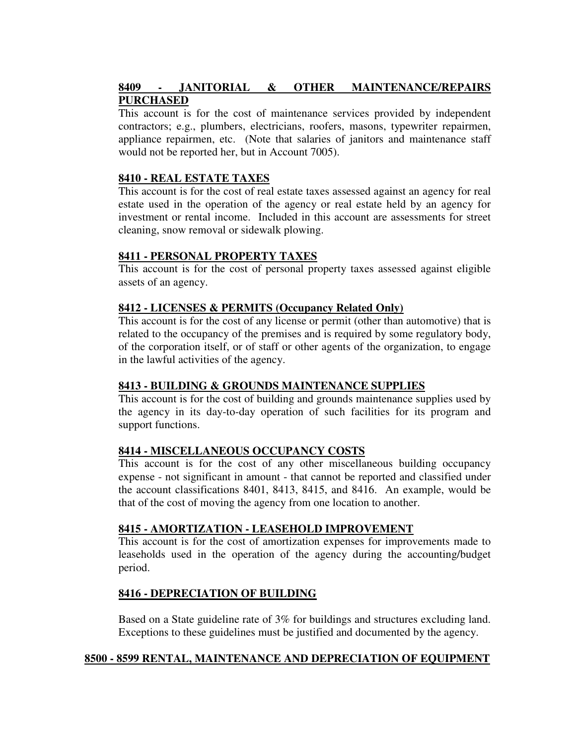**8409 - JANITORIAL & OTHER MAINTENANCE/REPAIRS PURCHASED**

This account is for the cost of maintenance services provided by independent contractors; e.g., plumbers, electricians, roofers, masons, typewriter repairmen, appliance repairmen, etc. (Note that salaries of janitors and maintenance staff would not be reported her, but in Account 7005).

**8410 - REAL ESTATE TAXES**

This account is for the cost of real estate taxes assessed against an agency for real estate used in the operation of the agency or real estate held by an agency for investment or rental income. Included in this account are assessments for street cleaning, snow removal or sidewalk plowing.

**8411 - PERSONAL PROPERTY TAXES**

This account is for the cost of personal property taxes assessed against eligible assets of an agency.

**8412 - LICENSES & PERMITS (Occupancy Related Only)**

This account is for the cost of any license or permit (other than automotive) that is related to the occupancy of the premises and is required by some regulatory body, of the corporation itself, or of staff or other agents of the organization, to engage in the lawful activities of the agency.

**8413 - BUILDING & GROUNDS MAINTENANCE SUPPLIES**

This account is for the cost of building and grounds maintenance supplies used by the agency in its day-to-day operation of such facilities for its program and support functions.

**8414 - MISCELLANEOUS OCCUPANCY COSTS**

This account is for the cost of any other miscellaneous building occupancy expense - not significant in amount - that cannot be reported and classified under the account classifications 8401, 8413, 8415, and 8416. An example, would be that of the cost of moving the agency from one location to another.

**8415 - AMORTIZATION - LEASEHOLD IMPROVEMENT**

This account is for the cost of amortization expenses for improvements made to leaseholds used in the operation of the agency during the accounting/budget period.

**8416 - DEPRECIATION OF BUILDING**

Based on a State guideline rate of 3% for buildings and structures excluding land. Exceptions to these guidelines must be justified and documented by the agency.

**8500 - 8599 RENTAL, MAINTENANCE AND DEPRECIATION OF EQUIPMENT**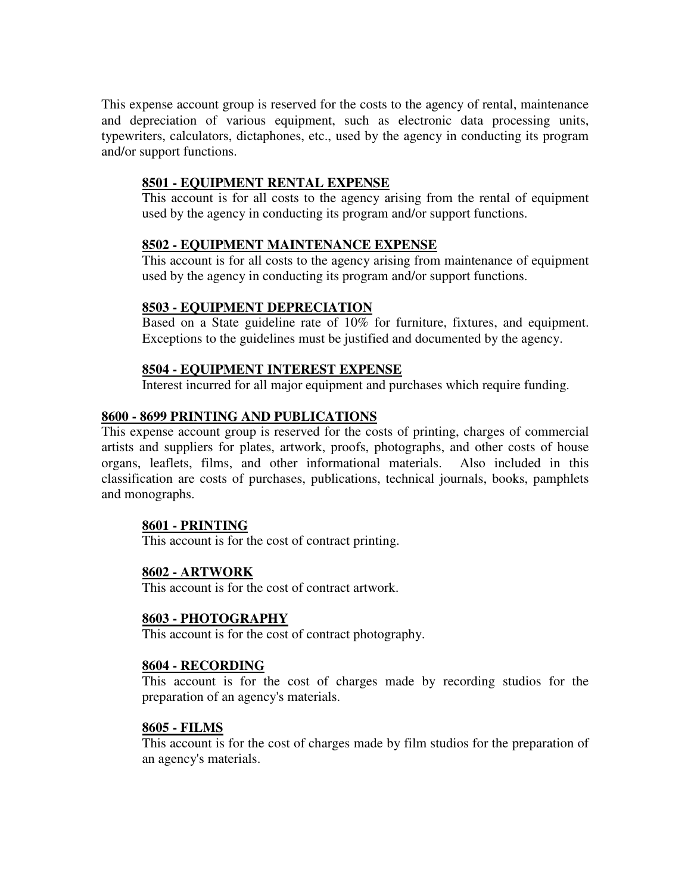This expense account group is reserved for the costs to the agency of rental, maintenance and depreciation of various equipment, such as electronic data processing units, typewriters, calculators, dictaphones, etc., used by the agency in conducting its program and/or support functions.

### 8501 - EQUIPMENT RENTAL EXPENSE

This account is for all costs to the agency arising from the rental of equipment used by the agency in conducting its program and/or support functions.

### 8502 - EQUIPMENT MAINTENANCE EXPENSE

This account is for all costs to the agency arising from maintenance of equipment used by the agency in conducting its program and/or support functions.

### 8503 - EQUIPMENT DEPRECIATION

Based on a State guideline rate of 10% for furniture, fixtures, and equipment. Exceptions to the guidelines must be justified and documented by the agency.

### 8504 - EQUIPMENT INTEREST EXPENSE

Interest incurred for all major equipment and purchases which require funding.

## 8600 - 8699 PRINTING AND PUBLICATIONS

This expense account group is reserved for the costs of printing, charges of commercial artists and suppliers for plates, artwork, proofs, photographs, and other costs of house organs, leaflets, films, and other informational materials. Also included in this classification are costs of purchases, publications, technical journals, books, pamphlets and monographs.

### 8601 - PRINTING

This account is for the cost of contract printing.

### 8602 - ARTWORK

This account is for the cost of contract artwork.

### 8603 - PHOTOGRAPHY

This account is for the cost of contract photography.

### 8604 - RECORDING

This account is for the cost of charges made by recording studios for the preparation of an agency's materials.

### 8605 - FILMS

This account is for the cost of charges made by film studios for the preparation of an agency's materials.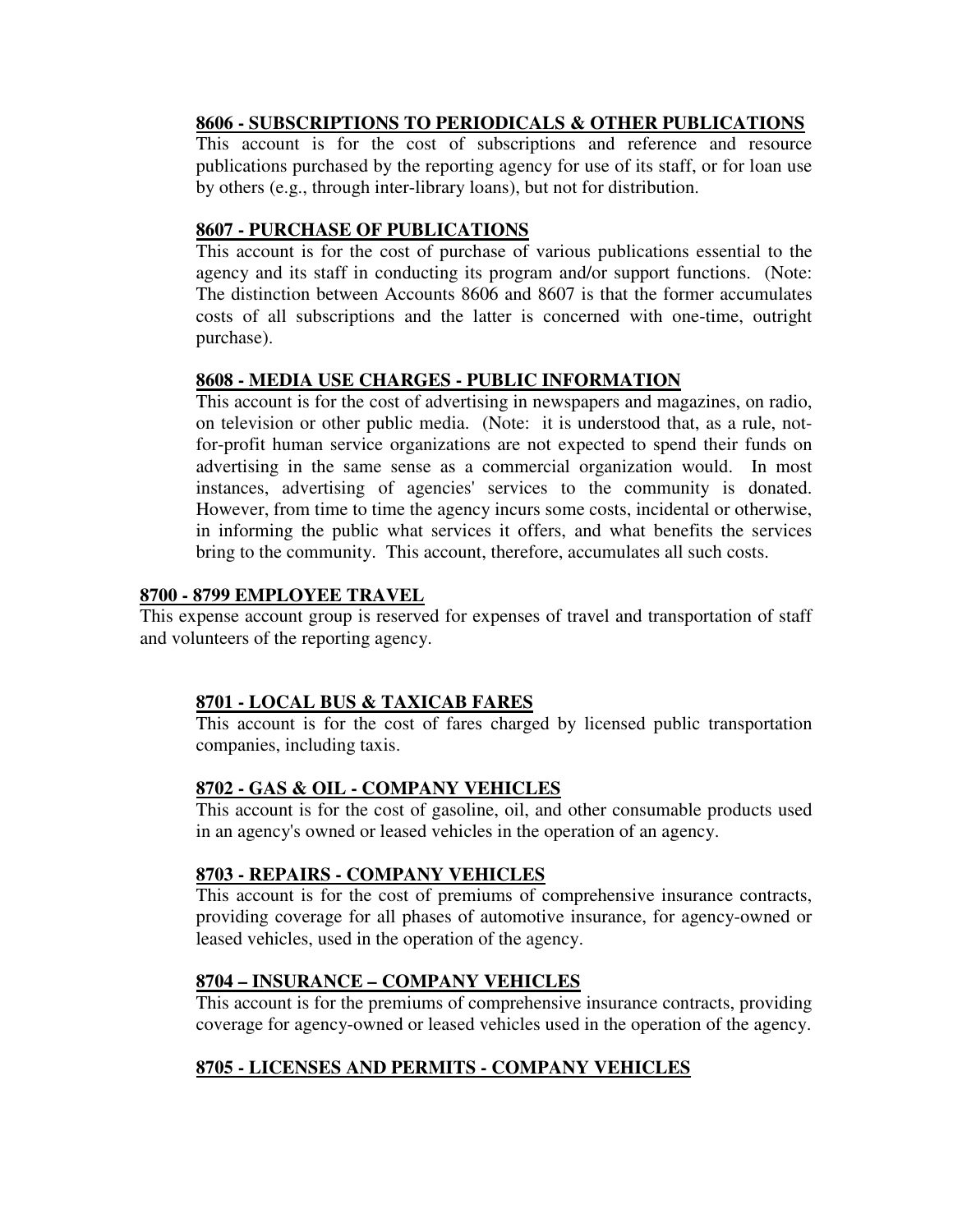### 8606 - SUBSCRIPTIONS TO PERIODICALS & OTHER PUBLICATIONS

This account is for the cost of subscriptions and reference and resource publications purchased by the reporting agency for use of its staff, or for loan use by others (e.g., through inter-library loans), but not for distribution.

### 8607 - PURCHASE OF PUBLICATIONS

This account is for the cost of purchase of various publications essential to the agency and its staff in conducting its program and/or support functions. (Note: The distinction between Accounts 8606 and 8607 is that the former accumulates costs of all subscriptions and the latter is concerned with one-time, outright purchase).

### 8608 - MEDIA USE CHARGES - PUBLIC INFORMATION

This account is for the cost of advertising in newspapers and magazines, on radio, on television or other public media. (Note: it is understood that, as a rule, not-for-profit human service organizations are not expected to spend their funds on advertising in the same sense as a commercial organization would. In most instances, advertising of agencies' services to the community is donated. However, from time to time the agency incurs some costs, incidental or otherwise, in informing the public what services it offers, and what benefits the services bring to the community. This account, therefore, accumulates all such costs.

## 8700 - 8799 EMPLOYEE TRAVEL

This expense account group is reserved for expenses of travel and transportation of staff and volunteers of the reporting agency.

### 8701 - LOCAL BUS & TAXICAB FARES

This account is for the cost of fares charged by licensed public transportation companies, including taxis.

### 8702 - GAS & OIL - COMPANY VEHICLES

This account is for the cost of gasoline, oil, and other consumable products used in an agency's owned or leased vehicles in the operation of an agency.

### 8703 - REPAIRS - COMPANY VEHICLES

This account is for the cost of premiums of comprehensive insurance contracts, providing coverage for all phases of automotive insurance, for agency-owned or leased vehicles, used in the operation of the agency.

### 8704 – INSURANCE – COMPANY VEHICLES

This account is for the premiums of comprehensive insurance contracts, providing coverage for agency-owned or leased vehicles used in the operation of the agency.

### 8705 - LICENSES AND PERMITS - COMPANY VEHICLES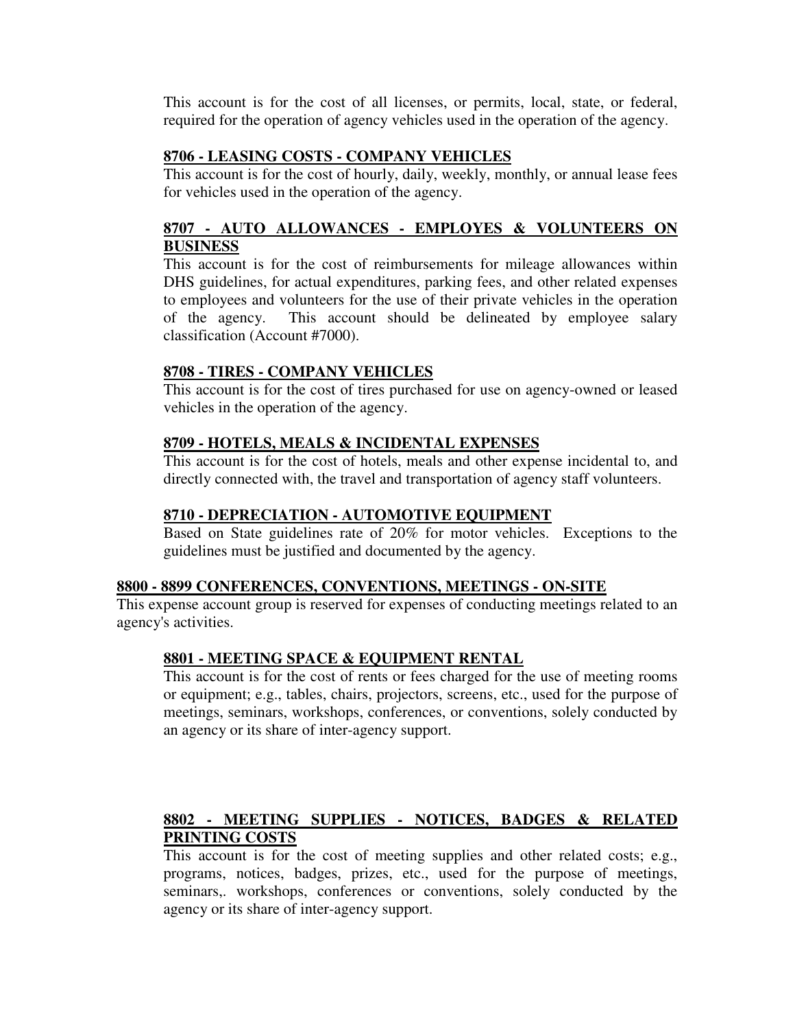This account is for the cost of all licenses, or permits, local, state, or federal, required for the operation of agency vehicles used in the operation of the agency.

### 8706 - LEASING COSTS - COMPANY VEHICLES

This account is for the cost of hourly, daily, weekly, monthly, or annual lease fees for vehicles used in the operation of the agency.

### 8707 - AUTO ALLOWANCES - EMPLOYES & VOLUNTEERS ON BUSINESS

This account is for the cost of reimbursements for mileage allowances within DHS guidelines, for actual expenditures, parking fees, and other related expenses to employees and volunteers for the use of their private vehicles in the operation of the agency. This account should be delineated by employee salary classification (Account #7000).

### 8708 - TIRES - COMPANY VEHICLES

This account is for the cost of tires purchased for use on agency-owned or leased vehicles in the operation of the agency.

### 8709 - HOTELS, MEALS & INCIDENTAL EXPENSES

This account is for the cost of hotels, meals and other expense incidental to, and directly connected with, the travel and transportation of agency staff volunteers.

### 8710 - DEPRECIATION - AUTOMOTIVE EQUIPMENT

Based on State guidelines rate of 20% for motor vehicles. Exceptions to the guidelines must be justified and documented by the agency.

## 8800 - 8899 CONFERENCES, CONVENTIONS, MEETINGS - ON-SITE

This expense account group is reserved for expenses of conducting meetings related to an agency's activities.

### 8801 - MEETING SPACE & EQUIPMENT RENTAL

This account is for the cost of rents or fees charged for the use of meeting rooms or equipment; e.g., tables, chairs, projectors, screens, etc., used for the purpose of meetings, seminars, workshops, conferences, or conventions, solely conducted by an agency or its share of inter-agency support.

### 8802 - MEETING SUPPLIES - NOTICES, BADGES & RELATED PRINTING COSTS

This account is for the cost of meeting supplies and other related costs; e.g., programs, notices, badges, prizes, etc., used for the purpose of meetings, seminars,. workshops, conferences or conventions, solely conducted by the agency or its share of inter-agency support.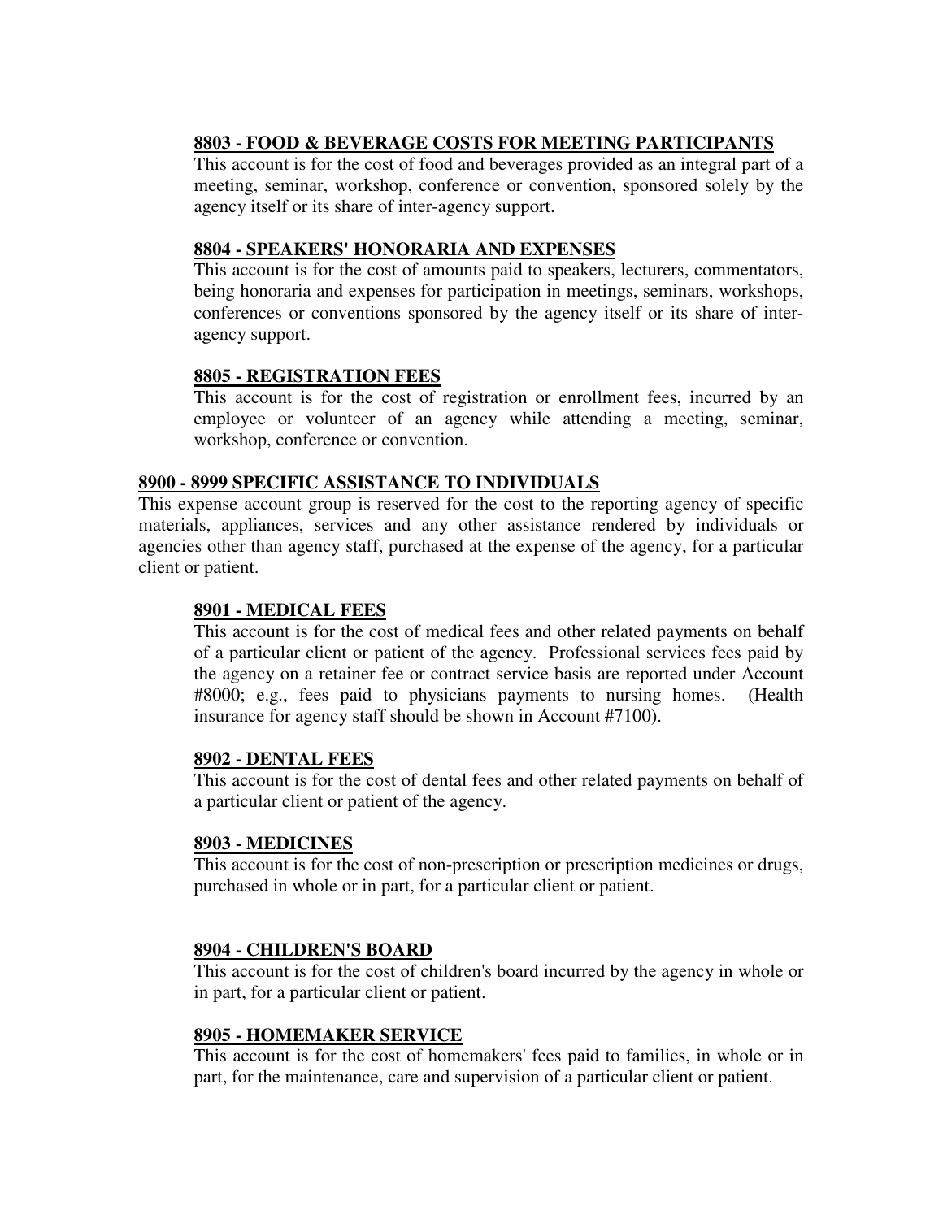#### 8803 - FOOD & BEVERAGE COSTS FOR MEETING PARTICIPANTS

This account is for the cost of food and beverages provided as an integral part of a meeting, seminar, workshop, conference or convention, sponsored solely by the agency itself or its share of inter-agency support.

#### 8804 - SPEAKERS' HONORARIA AND EXPENSES

This account is for the cost of amounts paid to speakers, lecturers, commentators, being honoraria and expenses for participation in meetings, seminars, workshops, conferences or conventions sponsored by the agency itself or its share of inter-agency support.

#### 8805 - REGISTRATION FEES

This account is for the cost of registration or enrollment fees, incurred by an employee or volunteer of an agency while attending a meeting, seminar, workshop, conference or convention.

### 8900 - 8999 SPECIFIC ASSISTANCE TO INDIVIDUALS

This expense account group is reserved for the cost to the reporting agency of specific materials, appliances, services and any other assistance rendered by individuals or agencies other than agency staff, purchased at the expense of the agency, for a particular client or patient.

#### 8901 - MEDICAL FEES

This account is for the cost of medical fees and other related payments on behalf of a particular client or patient of the agency. Professional services fees paid by the agency on a retainer fee or contract service basis are reported under Account #8000; e.g., fees paid to physicians payments to nursing homes. (Health insurance for agency staff should be shown in Account #7100).

#### 8902 - DENTAL FEES

This account is for the cost of dental fees and other related payments on behalf of a particular client or patient of the agency.

#### 8903 - MEDICINES

This account is for the cost of non-prescription or prescription medicines or drugs, purchased in whole or in part, for a particular client or patient.

#### 8904 - CHILDREN'S BOARD

This account is for the cost of children's board incurred by the agency in whole or in part, for a particular client or patient.

#### 8905 - HOMEMAKER SERVICE

This account is for the cost of homemakers' fees paid to families, in whole or in part, for the maintenance, care and supervision of a particular client or patient.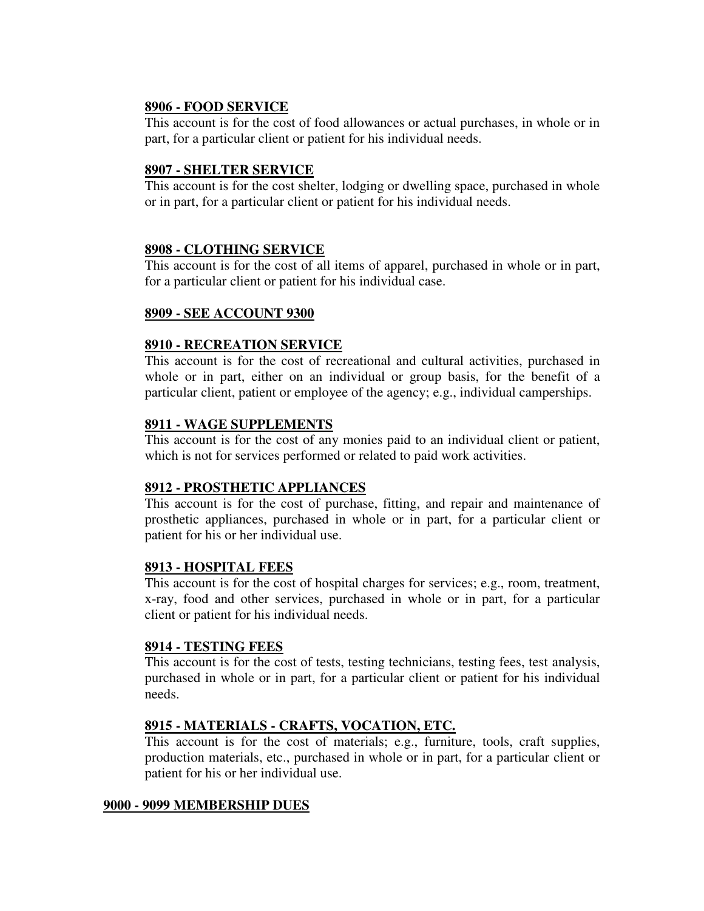**8906 - FOOD SERVICE**

This account is for the cost of food allowances or actual purchases, in whole or in part, for a particular client or patient for his individual needs.

**8907 - SHELTER SERVICE**

This account is for the cost shelter, lodging or dwelling space, purchased in whole or in part, for a particular client or patient for his individual needs.

**8908 - CLOTHING SERVICE**

This account is for the cost of all items of apparel, purchased in whole or in part, for a particular client or patient for his individual case.

**8909 - SEE ACCOUNT 9300**

**8910 - RECREATION SERVICE**

This account is for the cost of recreational and cultural activities, purchased in whole or in part, either on an individual or group basis, for the benefit of a particular client, patient or employee of the agency; e.g., individual camperships.

**8911 - WAGE SUPPLEMENTS**

This account is for the cost of any monies paid to an individual client or patient, which is not for services performed or related to paid work activities.

**8912 - PROSTHETIC APPLIANCES**

This account is for the cost of purchase, fitting, and repair and maintenance of prosthetic appliances, purchased in whole or in part, for a particular client or patient for his or her individual use.

**8913 - HOSPITAL FEES**

This account is for the cost of hospital charges for services; e.g., room, treatment, x-ray, food and other services, purchased in whole or in part, for a particular client or patient for his individual needs.

**8914 - TESTING FEES**

This account is for the cost of tests, testing technicians, testing fees, test analysis, purchased in whole or in part, for a particular client or patient for his individual needs.

**8915 - MATERIALS - CRAFTS, VOCATION, ETC.**

This account is for the cost of materials; e.g., furniture, tools, craft supplies, production materials, etc., purchased in whole or in part, for a particular client or patient for his or her individual use.

**9000 - 9099 MEMBERSHIP DUES**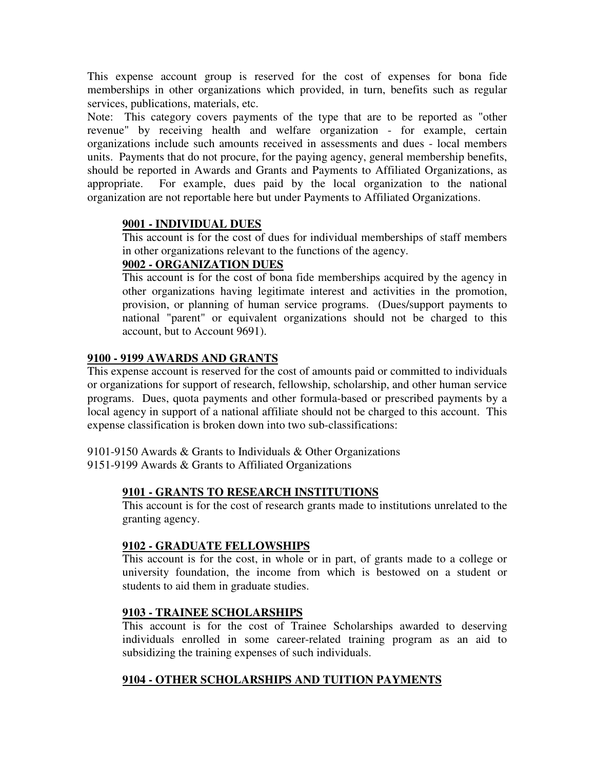This expense account group is reserved for the cost of expenses for bona fide memberships in other organizations which provided, in turn, benefits such as regular services, publications, materials, etc.

Note: This category covers payments of the type that are to be reported as "other revenue" by receiving health and welfare organization - for example, certain organizations include such amounts received in assessments and dues - local members units. Payments that do not procure, for the paying agency, general membership benefits, should be reported in Awards and Grants and Payments to Affiliated Organizations, as appropriate. For example, dues paid by the local organization to the national organization are not reportable here but under Payments to Affiliated Organizations.

### 9001 - INDIVIDUAL DUES

This account is for the cost of dues for individual memberships of staff members in other organizations relevant to the functions of the agency.

### 9002 - ORGANIZATION DUES

This account is for the cost of bona fide memberships acquired by the agency in other organizations having legitimate interest and activities in the promotion, provision, or planning of human service programs. (Dues/support payments to national "parent" or equivalent organizations should not be charged to this account, but to Account 9691).

## 9100 - 9199 AWARDS AND GRANTS

This expense account is reserved for the cost of amounts paid or committed to individuals or organizations for support of research, fellowship, scholarship, and other human service programs. Dues, quota payments and other formula-based or prescribed payments by a local agency in support of a national affiliate should not be charged to this account. This expense classification is broken down into two sub-classifications:

9101-9150 Awards & Grants to Individuals & Other Organizations
9151-9199 Awards & Grants to Affiliated Organizations

### 9101 - GRANTS TO RESEARCH INSTITUTIONS

This account is for the cost of research grants made to institutions unrelated to the granting agency.

### 9102 - GRADUATE FELLOWSHIPS

This account is for the cost, in whole or in part, of grants made to a college or university foundation, the income from which is bestowed on a student or students to aid them in graduate studies.

### 9103 - TRAINEE SCHOLARSHIPS

This account is for the cost of Trainee Scholarships awarded to deserving individuals enrolled in some career-related training program as an aid to subsidizing the training expenses of such individuals.

### 9104 - OTHER SCHOLARSHIPS AND TUITION PAYMENTS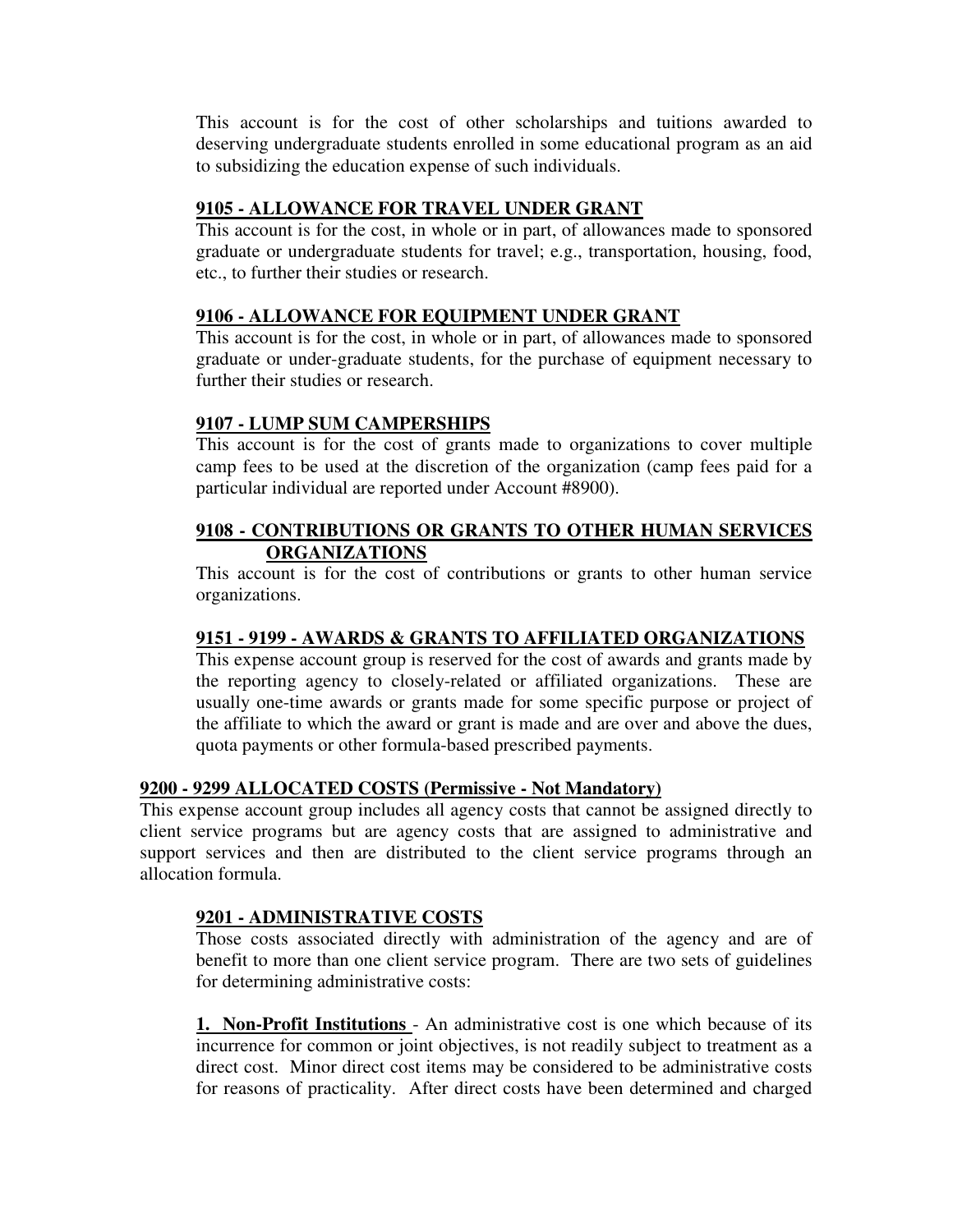This account is for the cost of other scholarships and tuitions awarded to deserving undergraduate students enrolled in some educational program as an aid to subsidizing the education expense of such individuals.

**9105 - ALLOWANCE FOR TRAVEL UNDER GRANT**

This account is for the cost, in whole or in part, of allowances made to sponsored graduate or undergraduate students for travel; e.g., transportation, housing, food, etc., to further their studies or research.

**9106 - ALLOWANCE FOR EQUIPMENT UNDER GRANT**

This account is for the cost, in whole or in part, of allowances made to sponsored graduate or under-graduate students, for the purchase of equipment necessary to further their studies or research.

**9107 - LUMP SUM CAMPERSHIPS**

This account is for the cost of grants made to organizations to cover multiple camp fees to be used at the discretion of the organization (camp fees paid for a particular individual are reported under Account #8900).

**9108 - CONTRIBUTIONS OR GRANTS TO OTHER HUMAN SERVICES ORGANIZATIONS**

This account is for the cost of contributions or grants to other human service organizations.

**9151 - 9199 - AWARDS & GRANTS TO AFFILIATED ORGANIZATIONS**

This expense account group is reserved for the cost of awards and grants made by the reporting agency to closely-related or affiliated organizations. These are usually one-time awards or grants made for some specific purpose or project of the affiliate to which the award or grant is made and are over and above the dues, quota payments or other formula-based prescribed payments.

**9200 - 9299 ALLOCATED COSTS (Permissive - Not Mandatory)**

This expense account group includes all agency costs that cannot be assigned directly to client service programs but are agency costs that are assigned to administrative and support services and then are distributed to the client service programs through an allocation formula.

**9201 - ADMINISTRATIVE COSTS**

Those costs associated directly with administration of the agency and are of benefit to more than one client service program. There are two sets of guidelines for determining administrative costs:

**1. Non-Profit Institutions** - An administrative cost is one which because of its incurrence for common or joint objectives, is not readily subject to treatment as a direct cost. Minor direct cost items may be considered to be administrative costs for reasons of practicality. After direct costs have been determined and charged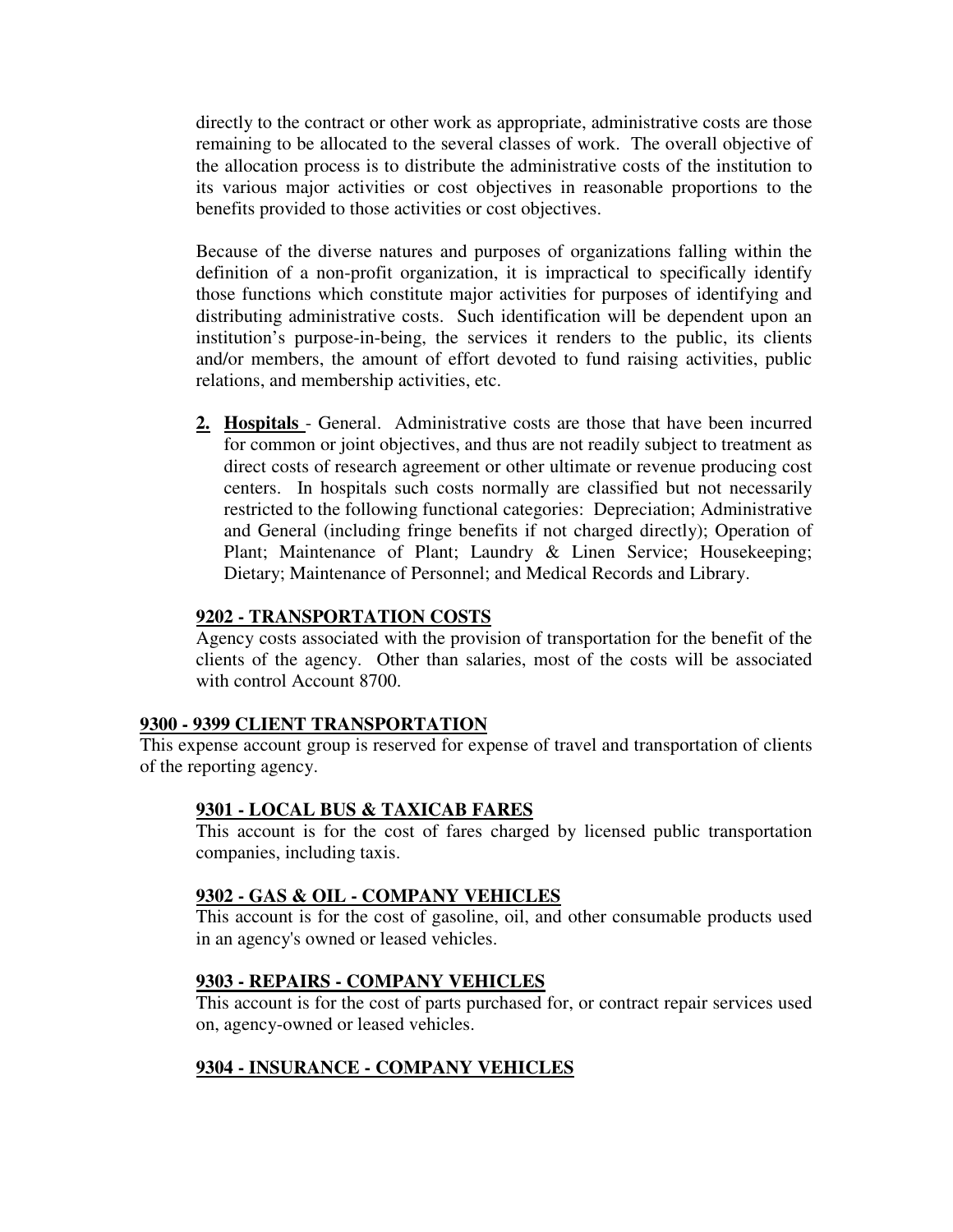directly to the contract or other work as appropriate, administrative costs are those remaining to be allocated to the several classes of work. The overall objective of the allocation process is to distribute the administrative costs of the institution to its various major activities or cost objectives in reasonable proportions to the benefits provided to those activities or cost objectives.

Because of the diverse natures and purposes of organizations falling within the definition of a non-profit organization, it is impractical to specifically identify those functions which constitute major activities for purposes of identifying and distributing administrative costs. Such identification will be dependent upon an institution's purpose-in-being, the services it renders to the public, its clients and/or members, the amount of effort devoted to fund raising activities, public relations, and membership activities, etc.

2. **Hospitals** - General. Administrative costs are those that have been incurred for common or joint objectives, and thus are not readily subject to treatment as direct costs of research agreement or other ultimate or revenue producing cost centers. In hospitals such costs normally are classified but not necessarily restricted to the following functional categories: Depreciation; Administrative and General (including fringe benefits if not charged directly); Operation of Plant; Maintenance of Plant; Laundry & Linen Service; Housekeeping; Dietary; Maintenance of Personnel; and Medical Records and Library.

### 9202 - TRANSPORTATION COSTS

Agency costs associated with the provision of transportation for the benefit of the clients of the agency. Other than salaries, most of the costs will be associated with control Account 8700.

## 9300 - 9399 CLIENT TRANSPORTATION

This expense account group is reserved for expense of travel and transportation of clients of the reporting agency.

### 9301 - LOCAL BUS & TAXICAB FARES

This account is for the cost of fares charged by licensed public transportation companies, including taxis.

### 9302 - GAS & OIL - COMPANY VEHICLES

This account is for the cost of gasoline, oil, and other consumable products used in an agency's owned or leased vehicles.

### 9303 - REPAIRS - COMPANY VEHICLES

This account is for the cost of parts purchased for, or contract repair services used on, agency-owned or leased vehicles.

### 9304 - INSURANCE - COMPANY VEHICLES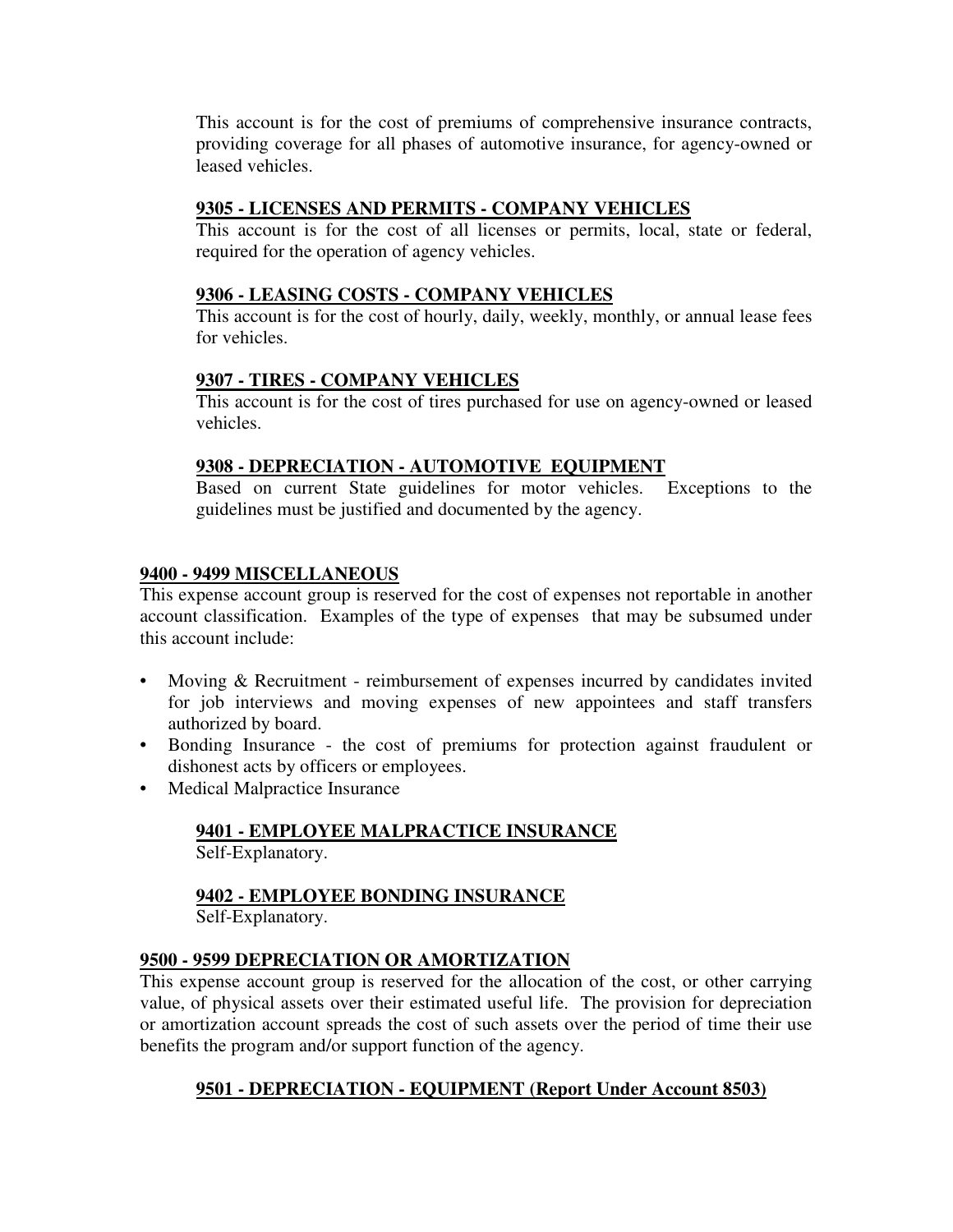This account is for the cost of premiums of comprehensive insurance contracts, providing coverage for all phases of automotive insurance, for agency-owned or leased vehicles.

#### 9305 - LICENSES AND PERMITS - COMPANY VEHICLES

This account is for the cost of all licenses or permits, local, state or federal, required for the operation of agency vehicles.

#### 9306 - LEASING COSTS - COMPANY VEHICLES

This account is for the cost of hourly, daily, weekly, monthly, or annual lease fees for vehicles.

#### 9307 - TIRES - COMPANY VEHICLES

This account is for the cost of tires purchased for use on agency-owned or leased vehicles.

#### 9308 - DEPRECIATION - AUTOMOTIVE EQUIPMENT

Based on current State guidelines for motor vehicles. Exceptions to the guidelines must be justified and documented by the agency.

### 9400 - 9499 MISCELLANEOUS

This expense account group is reserved for the cost of expenses not reportable in another account classification. Examples of the type of expenses that may be subsumed under this account include:

- Moving & Recruitment - reimbursement of expenses incurred by candidates invited for job interviews and moving expenses of new appointees and staff transfers authorized by board.
- Bonding Insurance - the cost of premiums for protection against fraudulent or dishonest acts by officers or employees.
- Medical Malpractice Insurance

#### 9401 - EMPLOYEE MALPRACTICE INSURANCE

Self-Explanatory.

#### 9402 - EMPLOYEE BONDING INSURANCE

Self-Explanatory.

### 9500 - 9599 DEPRECIATION OR AMORTIZATION

This expense account group is reserved for the allocation of the cost, or other carrying value, of physical assets over their estimated useful life. The provision for depreciation or amortization account spreads the cost of such assets over the period of time their use benefits the program and/or support function of the agency.

#### 9501 - DEPRECIATION - EQUIPMENT (Report Under Account 8503)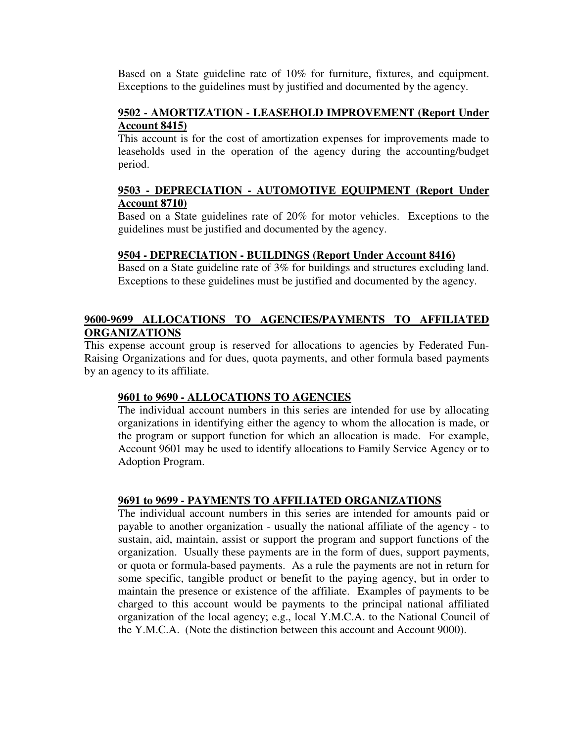Based on a State guideline rate of 10% for furniture, fixtures, and equipment. Exceptions to the guidelines must by justified and documented by the agency.

**9502 - AMORTIZATION - LEASEHOLD IMPROVEMENT (Report Under Account 8415)**

This account is for the cost of amortization expenses for improvements made to leaseholds used in the operation of the agency during the accounting/budget period.

**9503 - DEPRECIATION - AUTOMOTIVE EQUIPMENT (Report Under Account 8710)**

Based on a State guidelines rate of 20% for motor vehicles. Exceptions to the guidelines must be justified and documented by the agency.

**9504 - DEPRECIATION - BUILDINGS (Report Under Account 8416)**

Based on a State guideline rate of 3% for buildings and structures excluding land. Exceptions to these guidelines must be justified and documented by the agency.

## 9600-9699 ALLOCATIONS TO AGENCIES/PAYMENTS TO AFFILIATED ORGANIZATIONS

This expense account group is reserved for allocations to agencies by Federated Fun-Raising Organizations and for dues, quota payments, and other formula based payments by an agency to its affiliate.

**9601 to 9690 - ALLOCATIONS TO AGENCIES**

The individual account numbers in this series are intended for use by allocating organizations in identifying either the agency to whom the allocation is made, or the program or support function for which an allocation is made. For example, Account 9601 may be used to identify allocations to Family Service Agency or to Adoption Program.

**9691 to 9699 - PAYMENTS TO AFFILIATED ORGANIZATIONS**

The individual account numbers in this series are intended for amounts paid or payable to another organization - usually the national affiliate of the agency - to sustain, aid, maintain, assist or support the program and support functions of the organization. Usually these payments are in the form of dues, support payments, or quota or formula-based payments. As a rule the payments are not in return for some specific, tangible product or benefit to the paying agency, but in order to maintain the presence or existence of the affiliate. Examples of payments to be charged to this account would be payments to the principal national affiliated organization of the local agency; e.g., local Y.M.C.A. to the National Council of the Y.M.C.A. (Note the distinction between this account and Account 9000).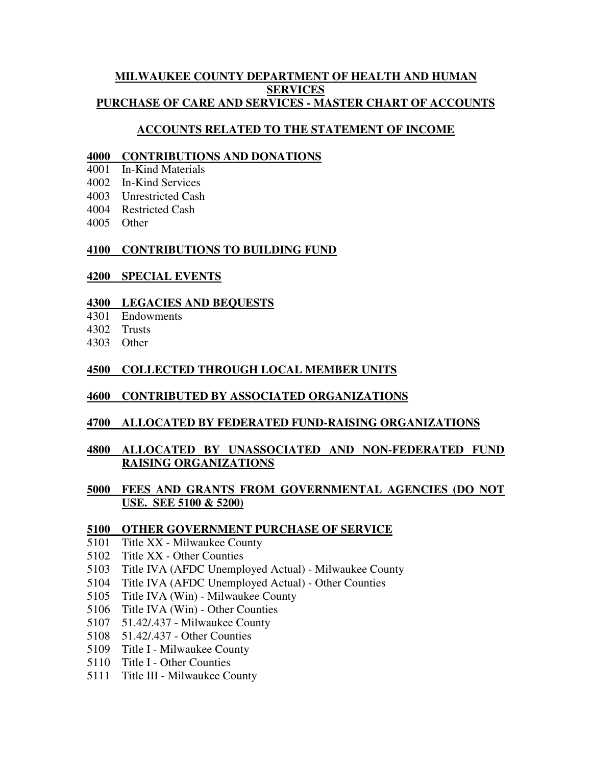# MILWAUKEE COUNTY DEPARTMENT OF HEALTH AND HUMAN SERVICES

# PURCHASE OF CARE AND SERVICES - MASTER CHART OF ACCOUNTS

## ACCOUNTS RELATED TO THE STATEMENT OF INCOME

### 4000 CONTRIBUTIONS AND DONATIONS

4001 In-Kind Materials
4002 In-Kind Services
4003 Unrestricted Cash
4004 Restricted Cash
4005 Other

### 4100 CONTRIBUTIONS TO BUILDING FUND

### 4200 SPECIAL EVENTS

### 4300 LEGACIES AND BEQUESTS

4301 Endowments
4302 Trusts
4303 Other

### 4500 COLLECTED THROUGH LOCAL MEMBER UNITS

### 4600 CONTRIBUTED BY ASSOCIATED ORGANIZATIONS

### 4700 ALLOCATED BY FEDERATED FUND-RAISING ORGANIZATIONS

### 4800 ALLOCATED BY UNASSOCIATED AND NON-FEDERATED FUND RAISING ORGANIZATIONS

### 5000 FEES AND GRANTS FROM GOVERNMENTAL AGENCIES (DO NOT USE. SEE 5100 & 5200)

### 5100 OTHER GOVERNMENT PURCHASE OF SERVICE

5101 Title XX - Milwaukee County
5102 Title XX - Other Counties
5103 Title IVA (AFDC Unemployed Actual) - Milwaukee County
5104 Title IVA (AFDC Unemployed Actual) - Other Counties
5105 Title IVA (Win) - Milwaukee County
5106 Title IVA (Win) - Other Counties
5107 51.42/.437 - Milwaukee County
5108 51.42/.437 - Other Counties
5109 Title I - Milwaukee County
5110 Title I - Other Counties
5111 Title III - Milwaukee County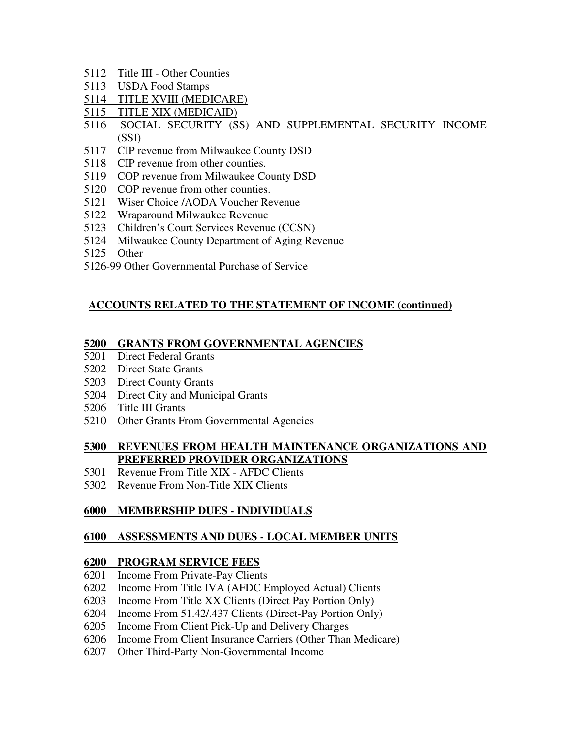5112 Title III - Other Counties
5113 USDA Food Stamps
<u>5114 TITLE XVIII (MEDICARE)</u>
<u>5115 TITLE XIX (MEDICAID)</u>
<u>5116 SOCIAL SECURITY (SS) AND SUPPLEMENTAL SECURITY INCOME (SSI)</u>
5117 CIP revenue from Milwaukee County DSD
5118 CIP revenue from other counties.
5119 COP revenue from Milwaukee County DSD
5120 COP revenue from other counties.
5121 Wiser Choice /AODA Voucher Revenue
5122 Wraparound Milwaukee Revenue
5123 Children's Court Services Revenue (CCSN)
5124 Milwaukee County Department of Aging Revenue
5125 Other
5126-99 Other Governmental Purchase of Service

## ACCOUNTS RELATED TO THE STATEMENT OF INCOME (continued)

### 5200 GRANTS FROM GOVERNMENTAL AGENCIES

5201 Direct Federal Grants
5202 Direct State Grants
5203 Direct County Grants
5204 Direct City and Municipal Grants
5206 Title III Grants
5210 Other Grants From Governmental Agencies

### 5300 REVENUES FROM HEALTH MAINTENANCE ORGANIZATIONS AND PREFERRED PROVIDER ORGANIZATIONS

5301 Revenue From Title XIX - AFDC Clients
5302 Revenue From Non-Title XIX Clients

### 6000 MEMBERSHIP DUES - INDIVIDUALS

### 6100 ASSESSMENTS AND DUES - LOCAL MEMBER UNITS

### 6200 PROGRAM SERVICE FEES

6201 Income From Private-Pay Clients
6202 Income From Title IVA (AFDC Employed Actual) Clients
6203 Income From Title XX Clients (Direct Pay Portion Only)
6204 Income From 51.42/.437 Clients (Direct-Pay Portion Only)
6205 Income From Client Pick-Up and Delivery Charges
6206 Income From Client Insurance Carriers (Other Than Medicare)
6207 Other Third-Party Non-Governmental Income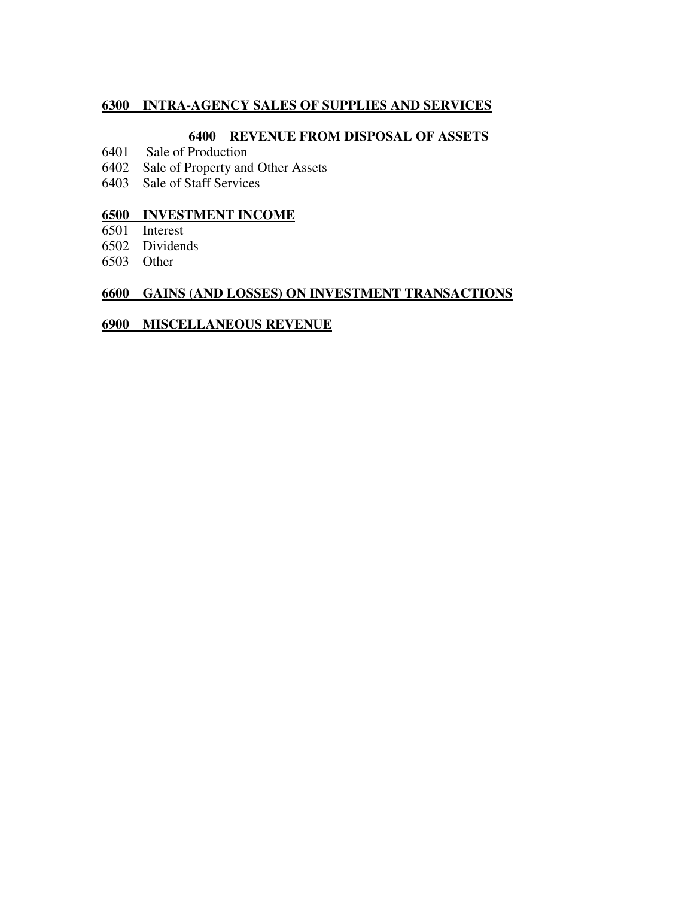**6300 INTRA-AGENCY SALES OF SUPPLIES AND SERVICES**

**6400 REVENUE FROM DISPOSAL OF ASSETS**

6401 Sale of Production
6402 Sale of Property and Other Assets
6403 Sale of Staff Services

**6500 INVESTMENT INCOME**

6501 Interest
6502 Dividends
6503 Other

**6600 GAINS (AND LOSSES) ON INVESTMENT TRANSACTIONS**

**6900 MISCELLANEOUS REVENUE**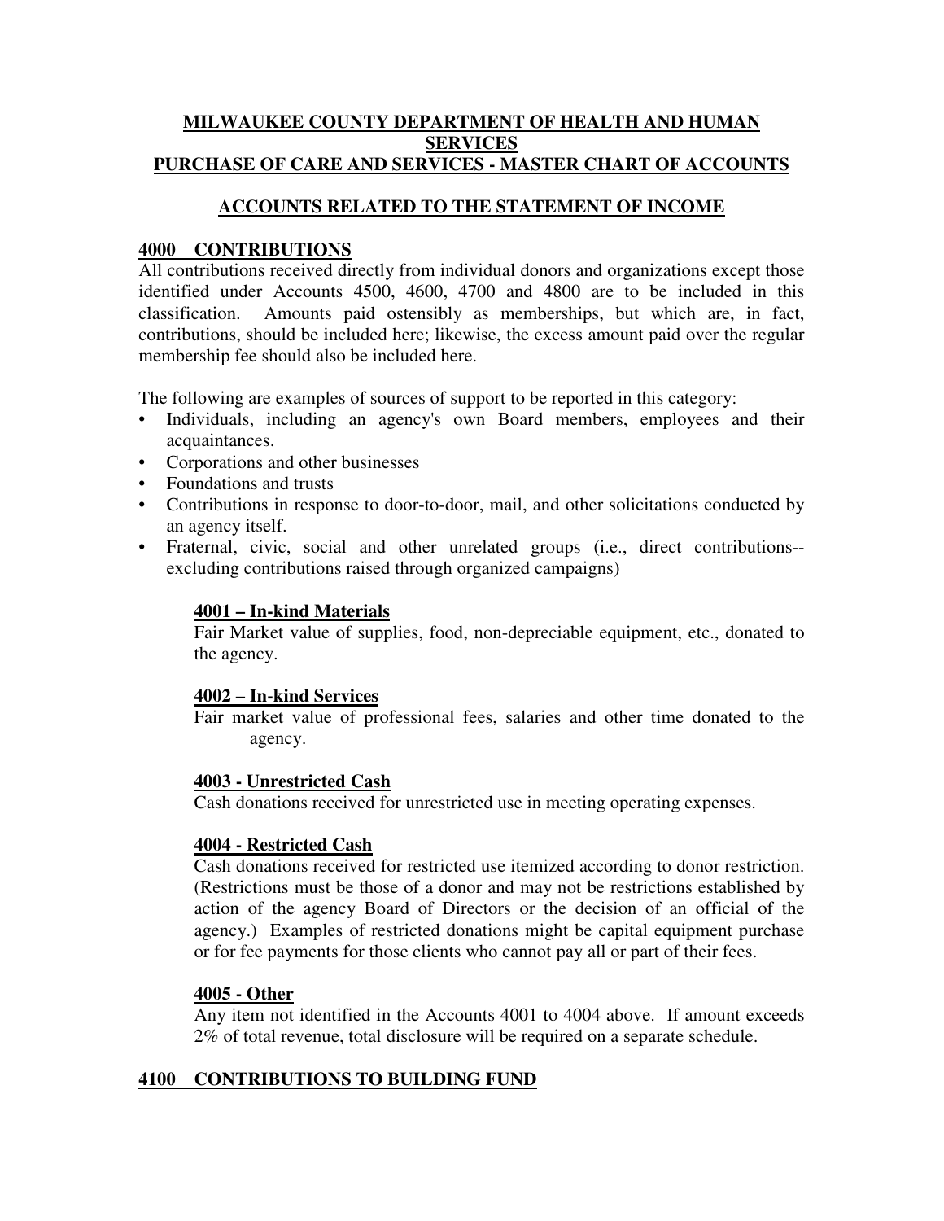# MILWAUKEE COUNTY DEPARTMENT OF HEALTH AND HUMAN SERVICES
# PURCHASE OF CARE AND SERVICES - MASTER CHART OF ACCOUNTS

## ACCOUNTS RELATED TO THE STATEMENT OF INCOME

### 4000 CONTRIBUTIONS

All contributions received directly from individual donors and organizations except those identified under Accounts 4500, 4600, 4700 and 4800 are to be included in this classification. Amounts paid ostensibly as memberships, but which are, in fact, contributions, should be included here; likewise, the excess amount paid over the regular membership fee should also be included here.

The following are examples of sources of support to be reported in this category:

- Individuals, including an agency's own Board members, employees and their acquaintances.
- Corporations and other businesses
- Foundations and trusts
- Contributions in response to door-to-door, mail, and other solicitations conducted by an agency itself.
- Fraternal, civic, social and other unrelated groups (i.e., direct contributions--excluding contributions raised through organized campaigns)

#### 4001 – In-kind Materials

Fair Market value of supplies, food, non-depreciable equipment, etc., donated to the agency.

#### 4002 – In-kind Services

Fair market value of professional fees, salaries and other time donated to the agency.

#### 4003 - Unrestricted Cash

Cash donations received for unrestricted use in meeting operating expenses.

#### 4004 - Restricted Cash

Cash donations received for restricted use itemized according to donor restriction. (Restrictions must be those of a donor and may not be restrictions established by action of the agency Board of Directors or the decision of an official of the agency.) Examples of restricted donations might be capital equipment purchase or for fee payments for those clients who cannot pay all or part of their fees.

#### 4005 - Other

Any item not identified in the Accounts 4001 to 4004 above. If amount exceeds 2% of total revenue, total disclosure will be required on a separate schedule.

### 4100 CONTRIBUTIONS TO BUILDING FUND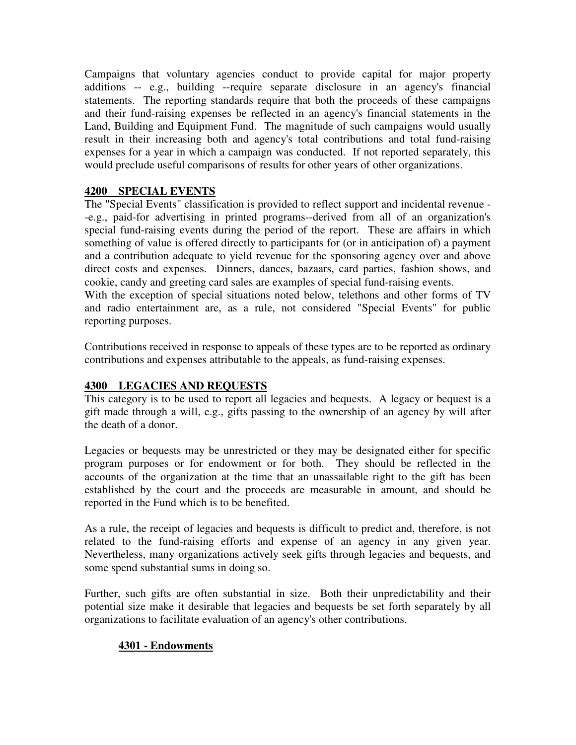Campaigns that voluntary agencies conduct to provide capital for major property additions -- e.g., building --require separate disclosure in an agency's financial statements. The reporting standards require that both the proceeds of these campaigns and their fund-raising expenses be reflected in an agency's financial statements in the Land, Building and Equipment Fund. The magnitude of such campaigns would usually result in their increasing both and agency's total contributions and total fund-raising expenses for a year in which a campaign was conducted. If not reported separately, this would preclude useful comparisons of results for other years of other organizations.

## 4200 SPECIAL EVENTS

The "Special Events" classification is provided to reflect support and incidental revenue --e.g., paid-for advertising in printed programs--derived from all of an organization's special fund-raising events during the period of the report. These are affairs in which something of value is offered directly to participants for (or in anticipation of) a payment and a contribution adequate to yield revenue for the sponsoring agency over and above direct costs and expenses. Dinners, dances, bazaars, card parties, fashion shows, and cookie, candy and greeting card sales are examples of special fund-raising events.
With the exception of special situations noted below, telethons and other forms of TV and radio entertainment are, as a rule, not considered "Special Events" for public reporting purposes.

Contributions received in response to appeals of these types are to be reported as ordinary contributions and expenses attributable to the appeals, as fund-raising expenses.

## 4300 LEGACIES AND REQUESTS

This category is to be used to report all legacies and bequests. A legacy or bequest is a gift made through a will, e.g., gifts passing to the ownership of an agency by will after the death of a donor.

Legacies or bequests may be unrestricted or they may be designated either for specific program purposes or for endowment or for both. They should be reflected in the accounts of the organization at the time that an unassailable right to the gift has been established by the court and the proceeds are measurable in amount, and should be reported in the Fund which is to be benefited.

As a rule, the receipt of legacies and bequests is difficult to predict and, therefore, is not related to the fund-raising efforts and expense of an agency in any given year. Nevertheless, many organizations actively seek gifts through legacies and bequests, and some spend substantial sums in doing so.

Further, such gifts are often substantial in size. Both their unpredictability and their potential size make it desirable that legacies and bequests be set forth separately by all organizations to facilitate evaluation of an agency's other contributions.

### 4301 - Endowments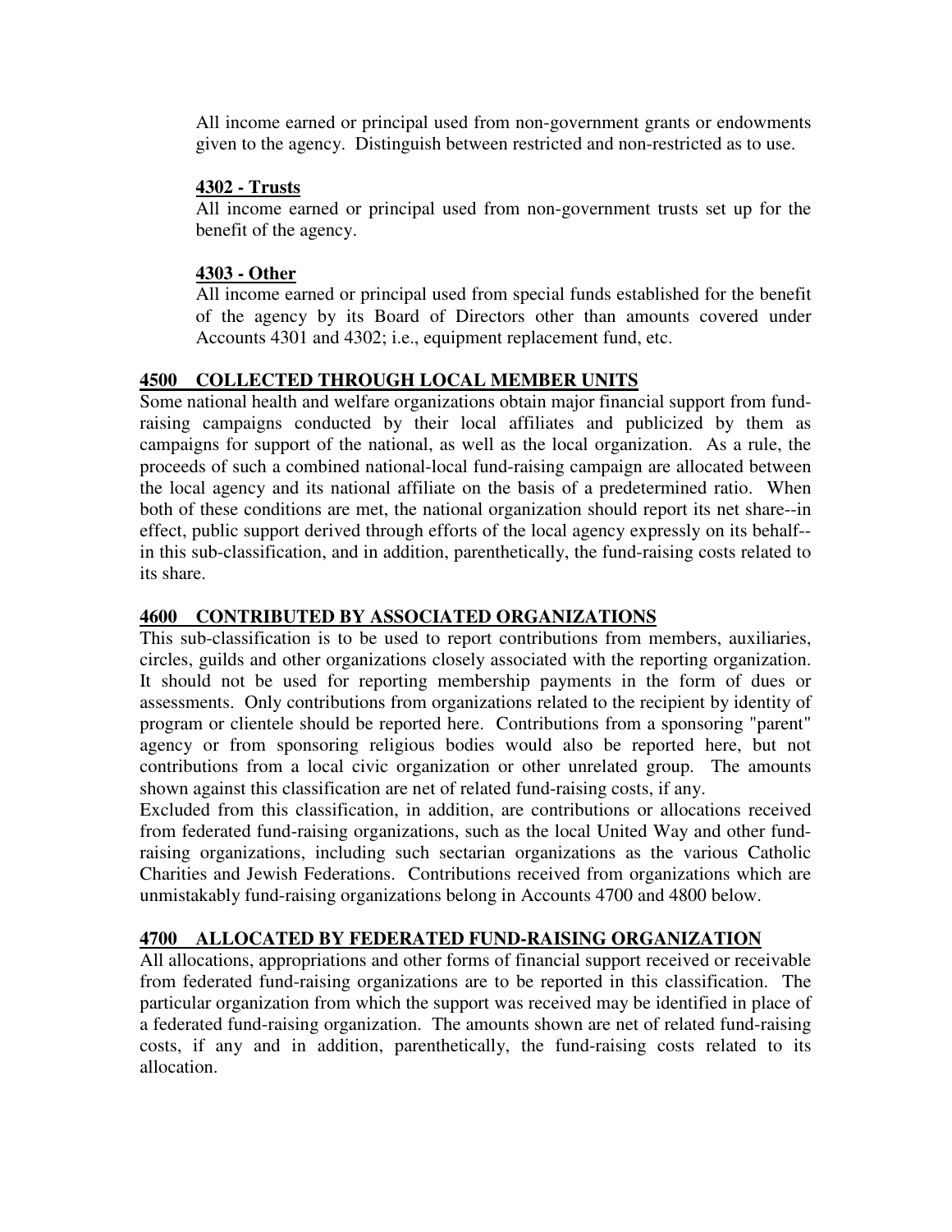All income earned or principal used from non-government grants or endowments given to the agency. Distinguish between restricted and non-restricted as to use.

#### 4302 - Trusts

All income earned or principal used from non-government trusts set up for the benefit of the agency.

#### 4303 - Other

All income earned or principal used from special funds established for the benefit of the agency by its Board of Directors other than amounts covered under Accounts 4301 and 4302; i.e., equipment replacement fund, etc.

### 4500 COLLECTED THROUGH LOCAL MEMBER UNITS

Some national health and welfare organizations obtain major financial support from fund-raising campaigns conducted by their local affiliates and publicized by them as campaigns for support of the national, as well as the local organization. As a rule, the proceeds of such a combined national-local fund-raising campaign are allocated between the local agency and its national affiliate on the basis of a predetermined ratio. When both of these conditions are met, the national organization should report its net share--in effect, public support derived through efforts of the local agency expressly on its behalf--in this sub-classification, and in addition, parenthetically, the fund-raising costs related to its share.

### 4600 CONTRIBUTED BY ASSOCIATED ORGANIZATIONS

This sub-classification is to be used to report contributions from members, auxiliaries, circles, guilds and other organizations closely associated with the reporting organization. It should not be used for reporting membership payments in the form of dues or assessments. Only contributions from organizations related to the recipient by identity of program or clientele should be reported here. Contributions from a sponsoring "parent" agency or from sponsoring religious bodies would also be reported here, but not contributions from a local civic organization or other unrelated group. The amounts shown against this classification are net of related fund-raising costs, if any.

Excluded from this classification, in addition, are contributions or allocations received from federated fund-raising organizations, such as the local United Way and other fund-raising organizations, including such sectarian organizations as the various Catholic Charities and Jewish Federations. Contributions received from organizations which are unmistakably fund-raising organizations belong in Accounts 4700 and 4800 below.

### 4700 ALLOCATED BY FEDERATED FUND-RAISING ORGANIZATION

All allocations, appropriations and other forms of financial support received or receivable from federated fund-raising organizations are to be reported in this classification. The particular organization from which the support was received may be identified in place of a federated fund-raising organization. The amounts shown are net of related fund-raising costs, if any and in addition, parenthetically, the fund-raising costs related to its allocation.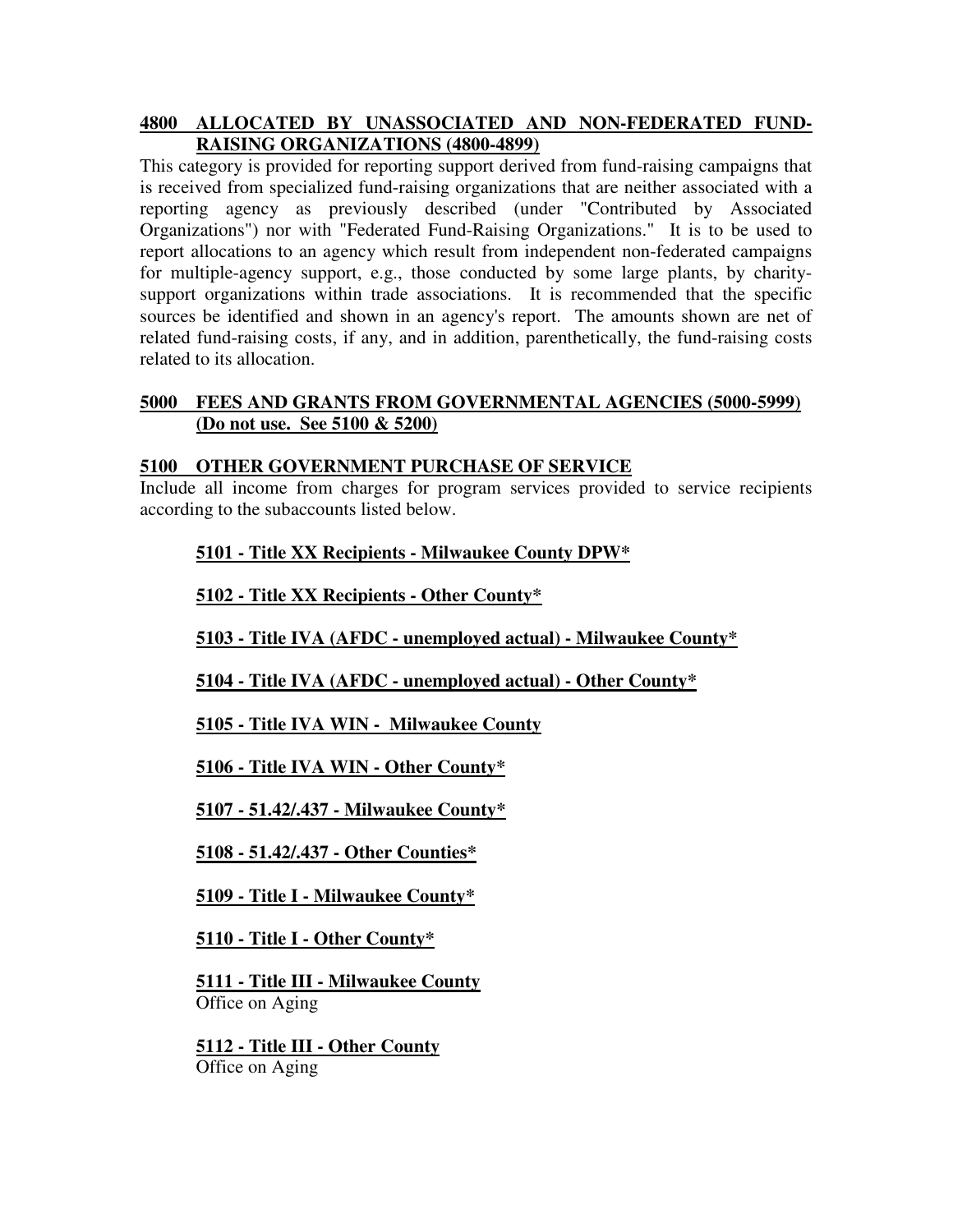## 4800 ALLOCATED BY UNASSOCIATED AND NON-FEDERATED FUND-RAISING ORGANIZATIONS (4800-4899)

This category is provided for reporting support derived from fund-raising campaigns that is received from specialized fund-raising organizations that are neither associated with a reporting agency as previously described (under "Contributed by Associated Organizations") nor with "Federated Fund-Raising Organizations." It is to be used to report allocations to an agency which result from independent non-federated campaigns for multiple-agency support, e.g., those conducted by some large plants, by charity-support organizations within trade associations. It is recommended that the specific sources be identified and shown in an agency's report. The amounts shown are net of related fund-raising costs, if any, and in addition, parenthetically, the fund-raising costs related to its allocation.

## 5000 FEES AND GRANTS FROM GOVERNMENTAL AGENCIES (5000-5999) (Do not use. See 5100 & 5200)

## 5100 OTHER GOVERNMENT PURCHASE OF SERVICE

Include all income from charges for program services provided to service recipients according to the subaccounts listed below.

**5101 - Title XX Recipients - Milwaukee County DPW***

**5102 - Title XX Recipients - Other County***

**5103 - Title IVA (AFDC - unemployed actual) - Milwaukee County***

**5104 - Title IVA (AFDC - unemployed actual) - Other County***

**5105 - Title IVA WIN - Milwaukee County**

**5106 - Title IVA WIN - Other County***

**5107 - 51.42/.437 - Milwaukee County***

**5108 - 51.42/.437 - Other Counties***

**5109 - Title I - Milwaukee County***

**5110 - Title I - Other County***

**5111 - Title III - Milwaukee County**
Office on Aging

**5112 - Title III - Other County**
Office on Aging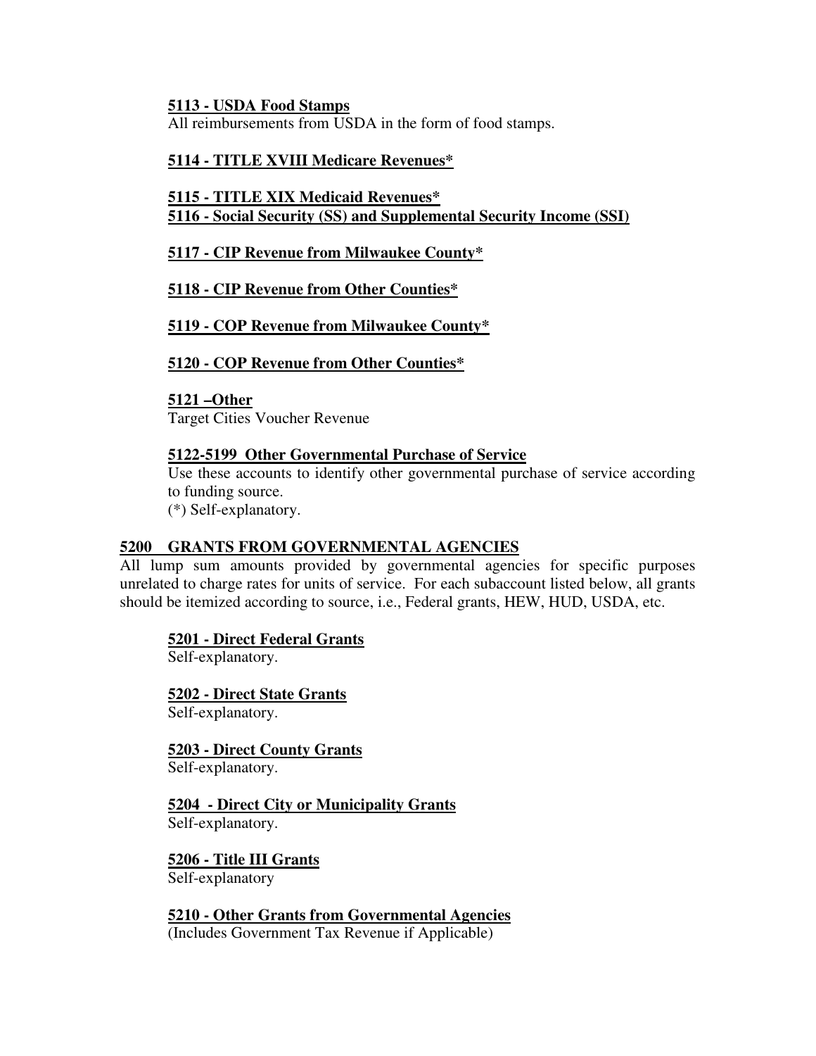**5113 - USDA Food Stamps**
All reimbursements from USDA in the form of food stamps.

**5114 - TITLE XVIII Medicare Revenues***

**5115 - TITLE XIX Medicaid Revenues***
**5116 - Social Security (SS) and Supplemental Security Income (SSI)**

**5117 - CIP Revenue from Milwaukee County***

**5118 - CIP Revenue from Other Counties***

**5119 - COP Revenue from Milwaukee County***

**5120 - COP Revenue from Other Counties***

**5121 –Other**
Target Cities Voucher Revenue

**5122-5199 Other Governmental Purchase of Service**
Use these accounts to identify other governmental purchase of service according to funding source.
(*) Self-explanatory.

## 5200 GRANTS FROM GOVERNMENTAL AGENCIES

All lump sum amounts provided by governmental agencies for specific purposes unrelated to charge rates for units of service. For each subaccount listed below, all grants should be itemized according to source, i.e., Federal grants, HEW, HUD, USDA, etc.

**5201 - Direct Federal Grants**
Self-explanatory.

**5202 - Direct State Grants**
Self-explanatory.

**5203 - Direct County Grants**
Self-explanatory.

**5204 - Direct City or Municipality Grants**
Self-explanatory.

**5206 - Title III Grants**
Self-explanatory

**5210 - Other Grants from Governmental Agencies**
(Includes Government Tax Revenue if Applicable)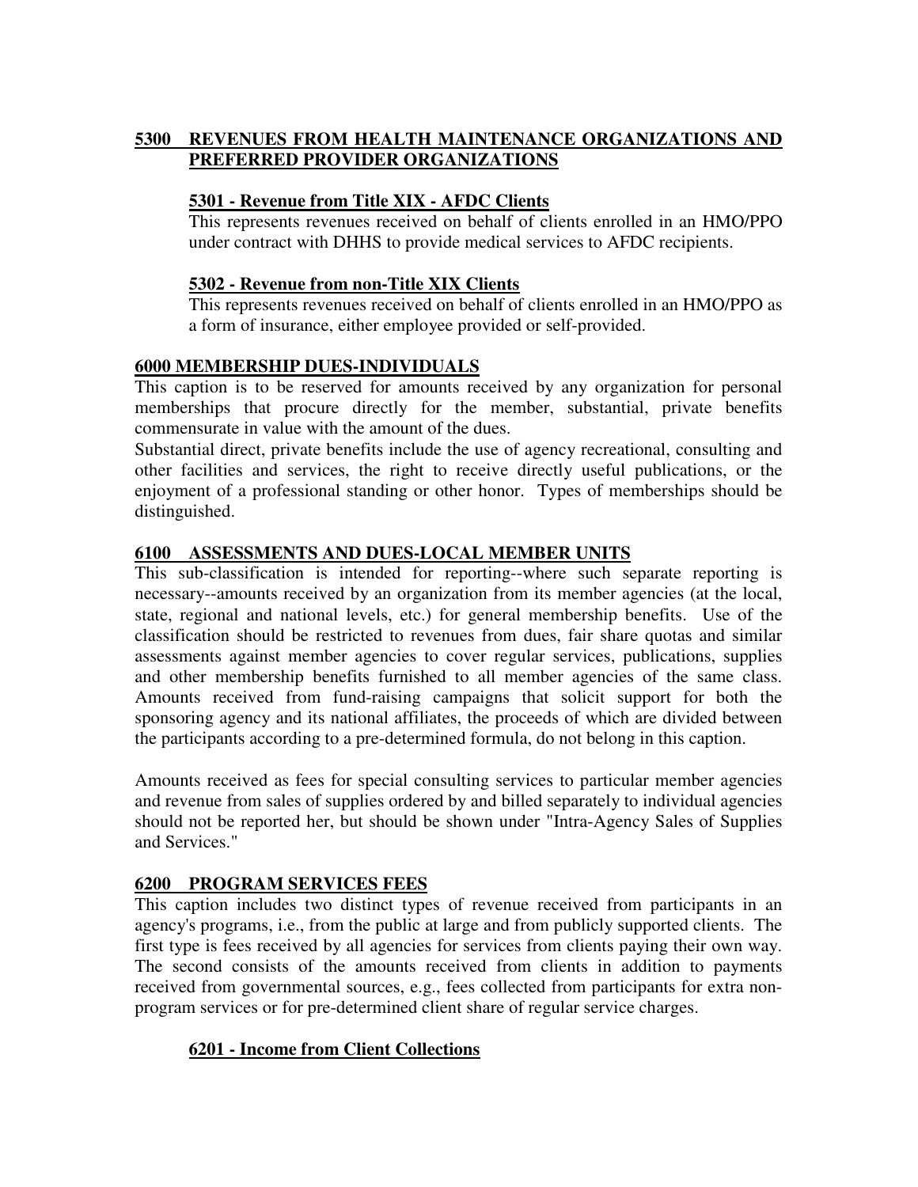## 5300 REVENUES FROM HEALTH MAINTENANCE ORGANIZATIONS AND PREFERRED PROVIDER ORGANIZATIONS

### 5301 - Revenue from Title XIX - AFDC Clients

This represents revenues received on behalf of clients enrolled in an HMO/PPO under contract with DHHS to provide medical services to AFDC recipients.

### 5302 - Revenue from non-Title XIX Clients

This represents revenues received on behalf of clients enrolled in an HMO/PPO as a form of insurance, either employee provided or self-provided.

## 6000 MEMBERSHIP DUES-INDIVIDUALS

This caption is to be reserved for amounts received by any organization for personal memberships that procure directly for the member, substantial, private benefits commensurate in value with the amount of the dues.

Substantial direct, private benefits include the use of agency recreational, consulting and other facilities and services, the right to receive directly useful publications, or the enjoyment of a professional standing or other honor. Types of memberships should be distinguished.

## 6100 ASSESSMENTS AND DUES-LOCAL MEMBER UNITS

This sub-classification is intended for reporting--where such separate reporting is necessary--amounts received by an organization from its member agencies (at the local, state, regional and national levels, etc.) for general membership benefits. Use of the classification should be restricted to revenues from dues, fair share quotas and similar assessments against member agencies to cover regular services, publications, supplies and other membership benefits furnished to all member agencies of the same class. Amounts received from fund-raising campaigns that solicit support for both the sponsoring agency and its national affiliates, the proceeds of which are divided between the participants according to a pre-determined formula, do not belong in this caption.

Amounts received as fees for special consulting services to particular member agencies and revenue from sales of supplies ordered by and billed separately to individual agencies should not be reported her, but should be shown under "Intra-Agency Sales of Supplies and Services."

## 6200 PROGRAM SERVICES FEES

This caption includes two distinct types of revenue received from participants in an agency's programs, i.e., from the public at large and from publicly supported clients. The first type is fees received by all agencies for services from clients paying their own way. The second consists of the amounts received from clients in addition to payments received from governmental sources, e.g., fees collected from participants for extra non-program services or for pre-determined client share of regular service charges.

### 6201 - Income from Client Collections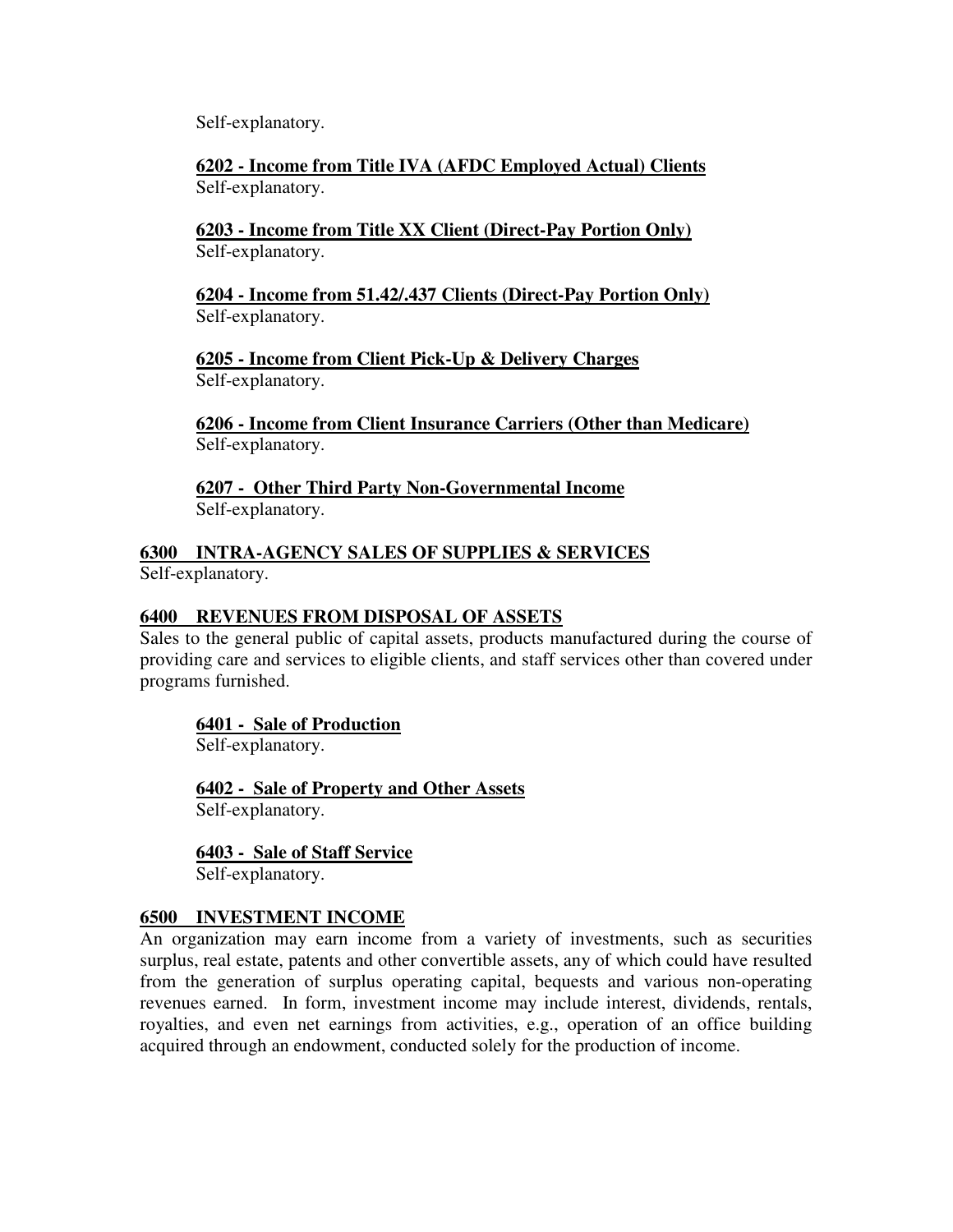Self-explanatory.

**6202 - Income from Title IVA (AFDC Employed Actual) Clients**
Self-explanatory.

**6203 - Income from Title XX Client (Direct-Pay Portion Only)**
Self-explanatory.

**6204 - Income from 51.42/.437 Clients (Direct-Pay Portion Only)**
Self-explanatory.

**6205 - Income from Client Pick-Up & Delivery Charges**
Self-explanatory.

**6206 - Income from Client Insurance Carriers (Other than Medicare)**
Self-explanatory.

**6207 - Other Third Party Non-Governmental Income**
Self-explanatory.

## 6300 INTRA-AGENCY SALES OF SUPPLIES & SERVICES

Self-explanatory.

## 6400 REVENUES FROM DISPOSAL OF ASSETS

Sales to the general public of capital assets, products manufactured during the course of providing care and services to eligible clients, and staff services other than covered under programs furnished.

**6401 - Sale of Production**
Self-explanatory.

**6402 - Sale of Property and Other Assets**
Self-explanatory.

**6403 - Sale of Staff Service**
Self-explanatory.

## 6500 INVESTMENT INCOME

An organization may earn income from a variety of investments, such as securities surplus, real estate, patents and other convertible assets, any of which could have resulted from the generation of surplus operating capital, bequests and various non-operating revenues earned. In form, investment income may include interest, dividends, rentals, royalties, and even net earnings from activities, e.g., operation of an office building acquired through an endowment, conducted solely for the production of income.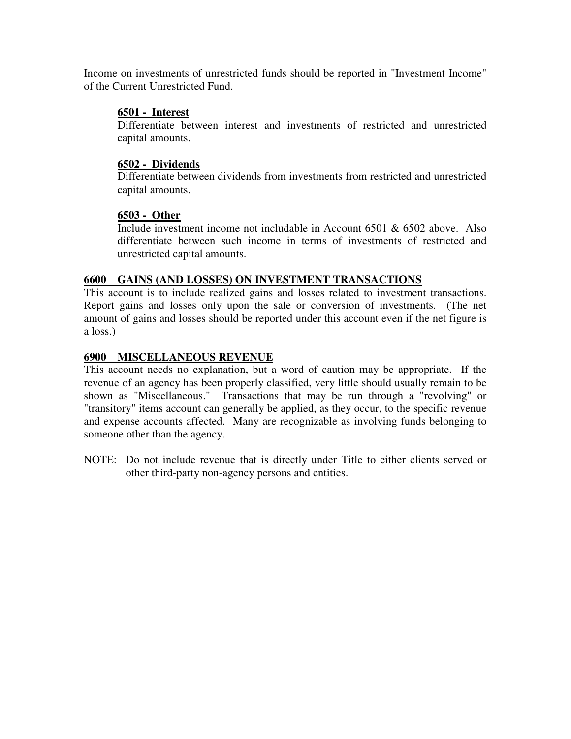Income on investments of unrestricted funds should be reported in "Investment Income" of the Current Unrestricted Fund.

**6501 - Interest**
Differentiate between interest and investments of restricted and unrestricted capital amounts.

**6502 - Dividends**
Differentiate between dividends from investments from restricted and unrestricted capital amounts.

**6503 - Other**
Include investment income not includable in Account 6501 & 6502 above. Also differentiate between such income in terms of investments of restricted and unrestricted capital amounts.

## 6600 GAINS (AND LOSSES) ON INVESTMENT TRANSACTIONS

This account is to include realized gains and losses related to investment transactions. Report gains and losses only upon the sale or conversion of investments. (The net amount of gains and losses should be reported under this account even if the net figure is a loss.)

## 6900 MISCELLANEOUS REVENUE

This account needs no explanation, but a word of caution may be appropriate. If the revenue of an agency has been properly classified, very little should usually remain to be shown as "Miscellaneous." Transactions that may be run through a "revolving" or "transitory" items account can generally be applied, as they occur, to the specific revenue and expense accounts affected. Many are recognizable as involving funds belonging to someone other than the agency.

NOTE: Do not include revenue that is directly under Title to either clients served or other third-party non-agency persons and entities.